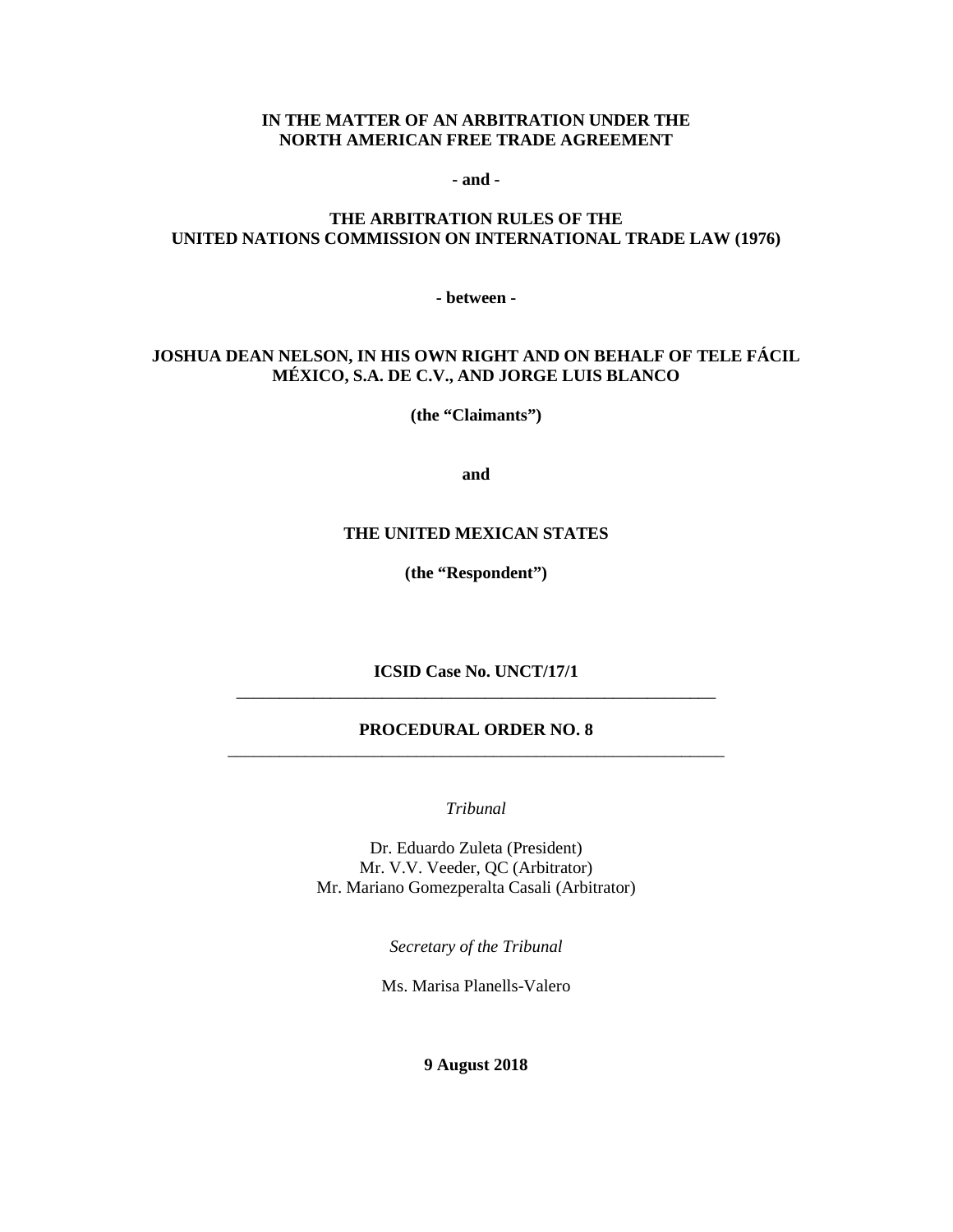**IN THE MATTER OF AN ARBITRATION UNDER THE NORTH AMERICAN FREE TRADE AGREEMENT**

**- and -**

**THE ARBITRATION RULES OF THE UNITED NATIONS COMMISSION ON INTERNATIONAL TRADE LAW (1976)**

**- between -**

**JOSHUA DEAN NELSON, IN HIS OWN RIGHT AND ON BEHALF OF TELE FÁCIL MÉXICO, S.A. DE C.V., AND JORGE LUIS BLANCO**

**(the "Claimants")**

**and**

**THE UNITED MEXICAN STATES**

**(the "Respondent")**

**ICSID Case No. UNCT/17/1**

---

# PROCEDURAL ORDER NO. 8

---

*Tribunal*

Dr. Eduardo Zuleta (President)
Mr. V.V. Veeder, QC (Arbitrator)
Mr. Mariano Gomezperalta Casali (Arbitrator)

*Secretary of the Tribunal*

Ms. Marisa Planells-Valero

**9 August 2018**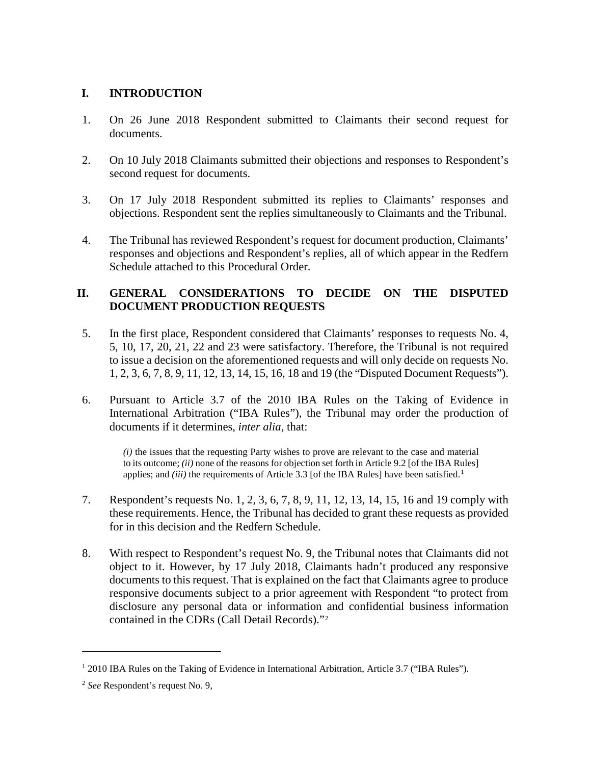## I. INTRODUCTION

1. On 26 June 2018 Respondent submitted to Claimants their second request for documents.

2. On 10 July 2018 Claimants submitted their objections and responses to Respondent's second request for documents.

3. On 17 July 2018 Respondent submitted its replies to Claimants' responses and objections. Respondent sent the replies simultaneously to Claimants and the Tribunal.

4. The Tribunal has reviewed Respondent's request for document production, Claimants' responses and objections and Respondent's replies, all of which appear in the Redfern Schedule attached to this Procedural Order.

## II. GENERAL CONSIDERATIONS TO DECIDE ON THE DISPUTED DOCUMENT PRODUCTION REQUESTS

5. In the first place, Respondent considered that Claimants' responses to requests No. 4, 5, 10, 17, 20, 21, 22 and 23 were satisfactory. Therefore, the Tribunal is not required to issue a decision on the aforementioned requests and will only decide on requests No. 1, 2, 3, 6, 7, 8, 9, 11, 12, 13, 14, 15, 16, 18 and 19 (the "Disputed Document Requests").

6. Pursuant to Article 3.7 of the 2010 IBA Rules on the Taking of Evidence in International Arbitration ("IBA Rules"), the Tribunal may order the production of documents if it determines, *inter alia*, that:

> *(i)* the issues that the requesting Party wishes to prove are relevant to the case and material to its outcome; *(ii)* none of the reasons for objection set forth in Article 9.2 [of the IBA Rules] applies; and *(iii)* the requirements of Article 3.3 [of the IBA Rules] have been satisfied.[1]

7. Respondent's requests No. 1, 2, 3, 6, 7, 8, 9, 11, 12, 13, 14, 15, 16 and 19 comply with these requirements. Hence, the Tribunal has decided to grant these requests as provided for in this decision and the Redfern Schedule.

8. With respect to Respondent's request No. 9, the Tribunal notes that Claimants did not object to it. However, by 17 July 2018, Claimants hadn't produced any responsive documents to this request. That is explained on the fact that Claimants agree to produce responsive documents subject to a prior agreement with Respondent "to protect from disclosure any personal data or information and confidential business information contained in the CDRs (Call Detail Records)."[2]

---

[1] 2010 IBA Rules on the Taking of Evidence in International Arbitration, Article 3.7 ("IBA Rules").

[2] *See* Respondent's request No. 9,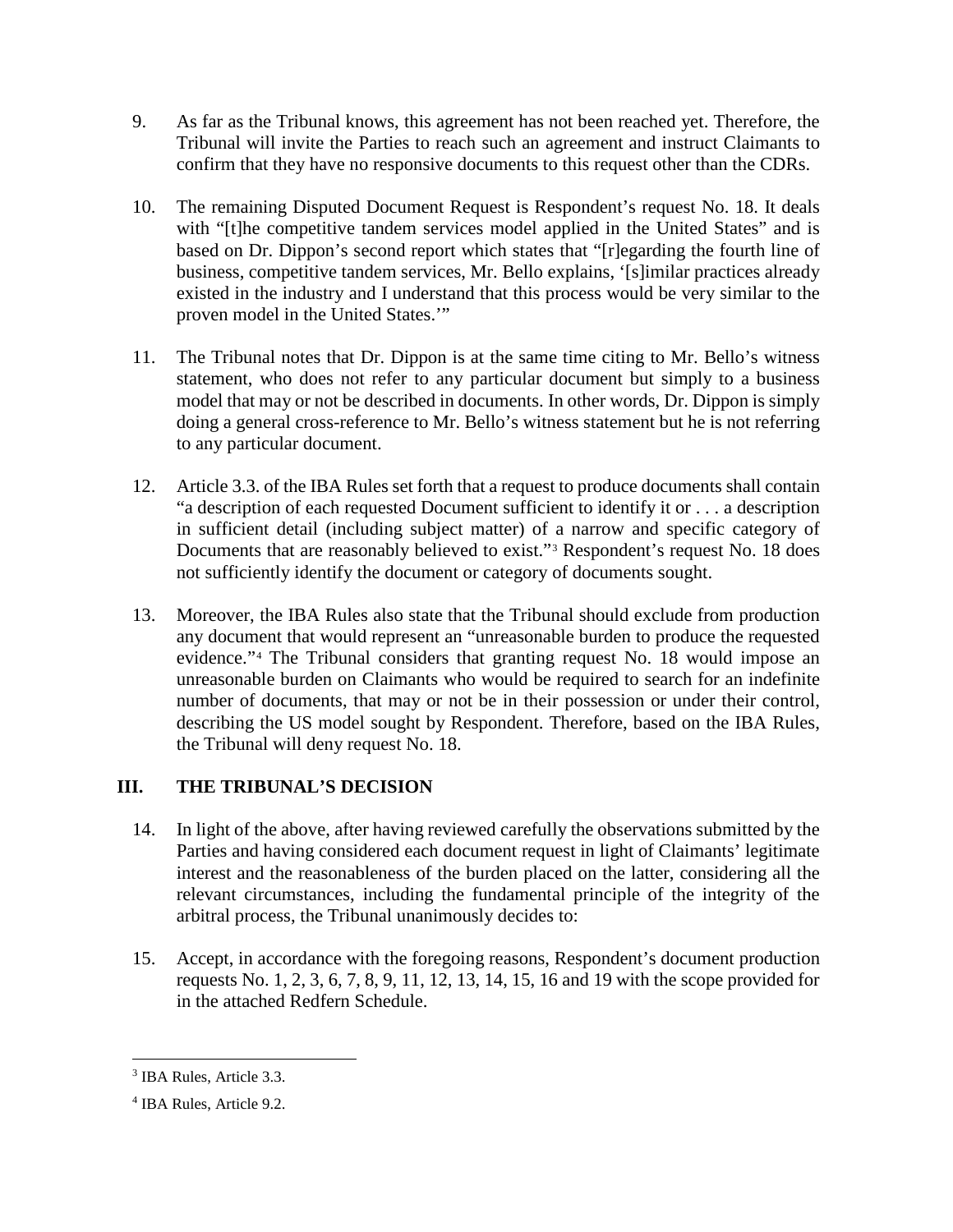9. As far as the Tribunal knows, this agreement has not been reached yet. Therefore, the Tribunal will invite the Parties to reach such an agreement and instruct Claimants to confirm that they have no responsive documents to this request other than the CDRs.

10. The remaining Disputed Document Request is Respondent's request No. 18. It deals with "[t]he competitive tandem services model applied in the United States" and is based on Dr. Dippon's second report which states that "[r]egarding the fourth line of business, competitive tandem services, Mr. Bello explains, '[s]imilar practices already existed in the industry and I understand that this process would be very similar to the proven model in the United States.'"

11. The Tribunal notes that Dr. Dippon is at the same time citing to Mr. Bello's witness statement, who does not refer to any particular document but simply to a business model that may or not be described in documents. In other words, Dr. Dippon is simply doing a general cross-reference to Mr. Bello's witness statement but he is not referring to any particular document.

12. Article 3.3. of the IBA Rules set forth that a request to produce documents shall contain "a description of each requested Document sufficient to identify it or . . . a description in sufficient detail (including subject matter) of a narrow and specific category of Documents that are reasonably believed to exist."[3] Respondent's request No. 18 does not sufficiently identify the document or category of documents sought.

13. Moreover, the IBA Rules also state that the Tribunal should exclude from production any document that would represent an "unreasonable burden to produce the requested evidence."[4] The Tribunal considers that granting request No. 18 would impose an unreasonable burden on Claimants who would be required to search for an indefinite number of documents, that may or not be in their possession or under their control, describing the US model sought by Respondent. Therefore, based on the IBA Rules, the Tribunal will deny request No. 18.

## III. THE TRIBUNAL'S DECISION

14. In light of the above, after having reviewed carefully the observations submitted by the Parties and having considered each document request in light of Claimants' legitimate interest and the reasonableness of the burden placed on the latter, considering all the relevant circumstances, including the fundamental principle of the integrity of the arbitral process, the Tribunal unanimously decides to:

15. Accept, in accordance with the foregoing reasons, Respondent's document production requests No. 1, 2, 3, 6, 7, 8, 9, 11, 12, 13, 14, 15, 16 and 19 with the scope provided for in the attached Redfern Schedule.

---

[3] IBA Rules, Article 3.3.

[4] IBA Rules, Article 9.2.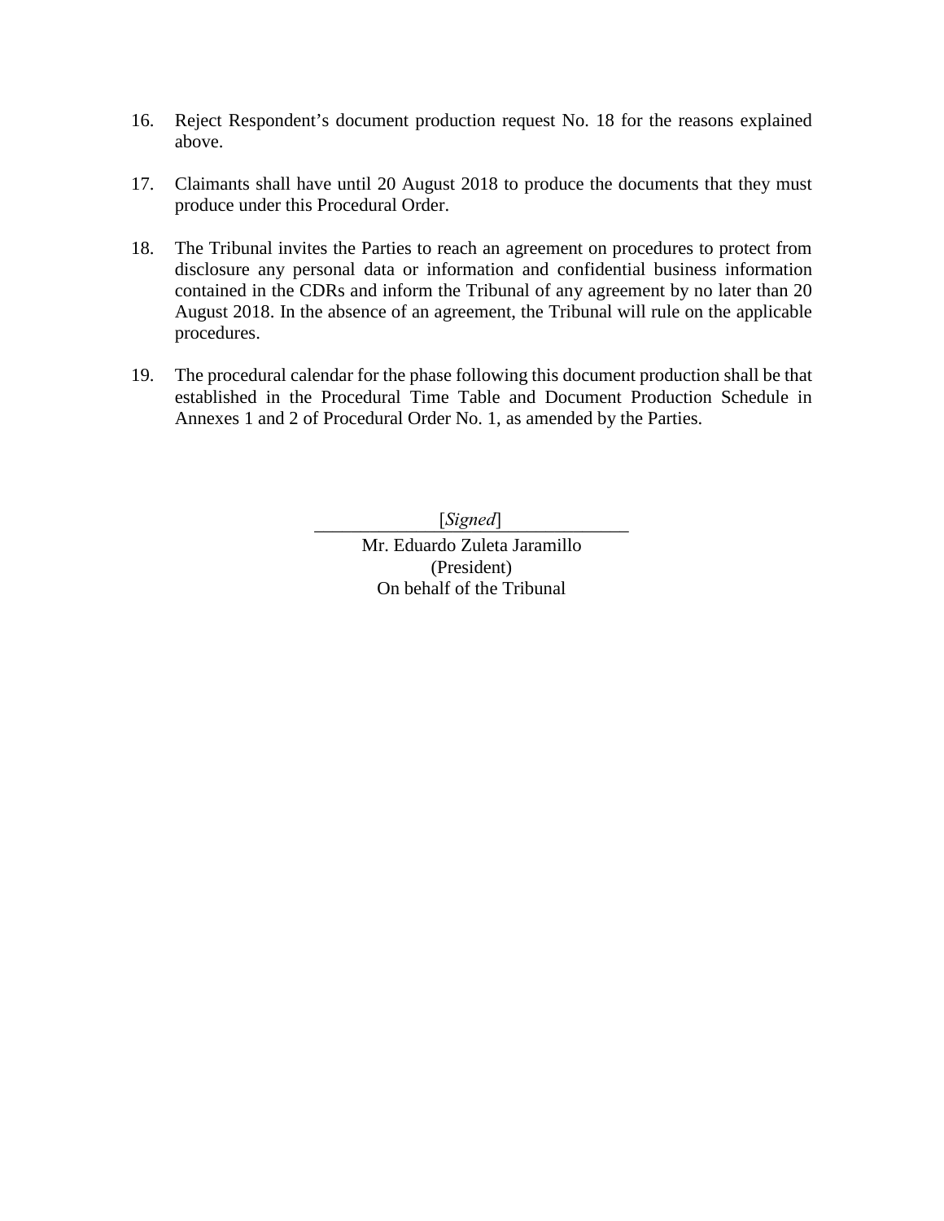16. Reject Respondent's document production request No. 18 for the reasons explained above.

17. Claimants shall have until 20 August 2018 to produce the documents that they must produce under this Procedural Order.

18. The Tribunal invites the Parties to reach an agreement on procedures to protect from disclosure any personal data or information and confidential business information contained in the CDRs and inform the Tribunal of any agreement by no later than 20 August 2018. In the absence of an agreement, the Tribunal will rule on the applicable procedures.

19. The procedural calendar for the phase following this document production shall be that established in the Procedural Time Table and Document Production Schedule in Annexes 1 and 2 of Procedural Order No. 1, as amended by the Parties.

[*Signed*]

Mr. Eduardo Zuleta Jaramillo
(President)
On behalf of the Tribunal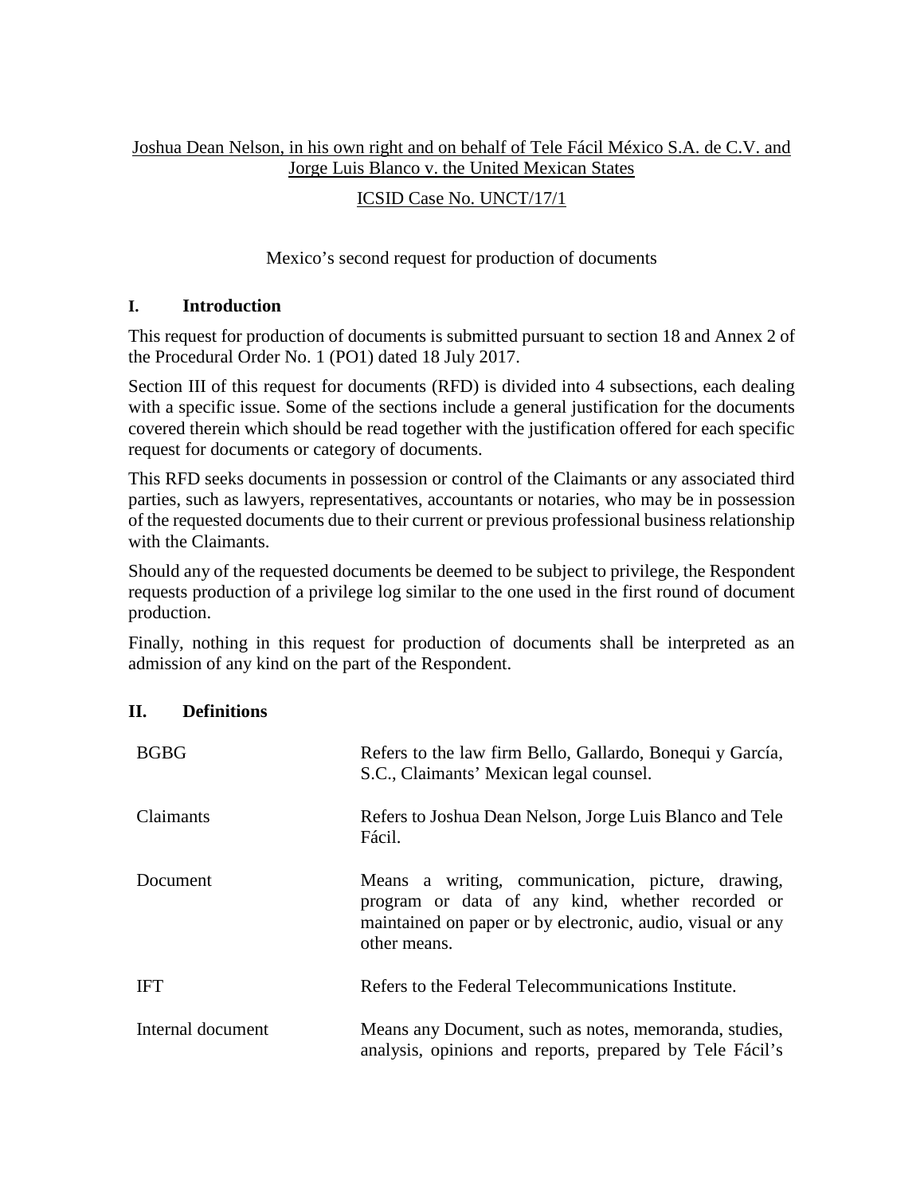Joshua Dean Nelson, in his own right and on behalf of Tele Fácil México S.A. de C.V. and Jorge Luis Blanco v. the United Mexican States

ICSID Case No. UNCT/17/1

Mexico's second request for production of documents

## I. Introduction

This request for production of documents is submitted pursuant to section 18 and Annex 2 of the Procedural Order No. 1 (PO1) dated 18 July 2017.

Section III of this request for documents (RFD) is divided into 4 subsections, each dealing with a specific issue. Some of the sections include a general justification for the documents covered therein which should be read together with the justification offered for each specific request for documents or category of documents.

This RFD seeks documents in possession or control of the Claimants or any associated third parties, such as lawyers, representatives, accountants or notaries, who may be in possession of the requested documents due to their current or previous professional business relationship with the Claimants.

Should any of the requested documents be deemed to be subject to privilege, the Respondent requests production of a privilege log similar to the one used in the first round of document production.

Finally, nothing in this request for production of documents shall be interpreted as an admission of any kind on the part of the Respondent.

## II. Definitions

| | |
|---|---|
| BGBG | Refers to the law firm Bello, Gallardo, Bonequi y García, S.C., Claimants' Mexican legal counsel. |
| Claimants | Refers to Joshua Dean Nelson, Jorge Luis Blanco and Tele Fácil. |
| Document | Means a writing, communication, picture, drawing, program or data of any kind, whether recorded or maintained on paper or by electronic, audio, visual or any other means. |
| IFT | Refers to the Federal Telecommunications Institute. |
| Internal document | Means any Document, such as notes, memoranda, studies, analysis, opinions and reports, prepared by Tele Fácil's |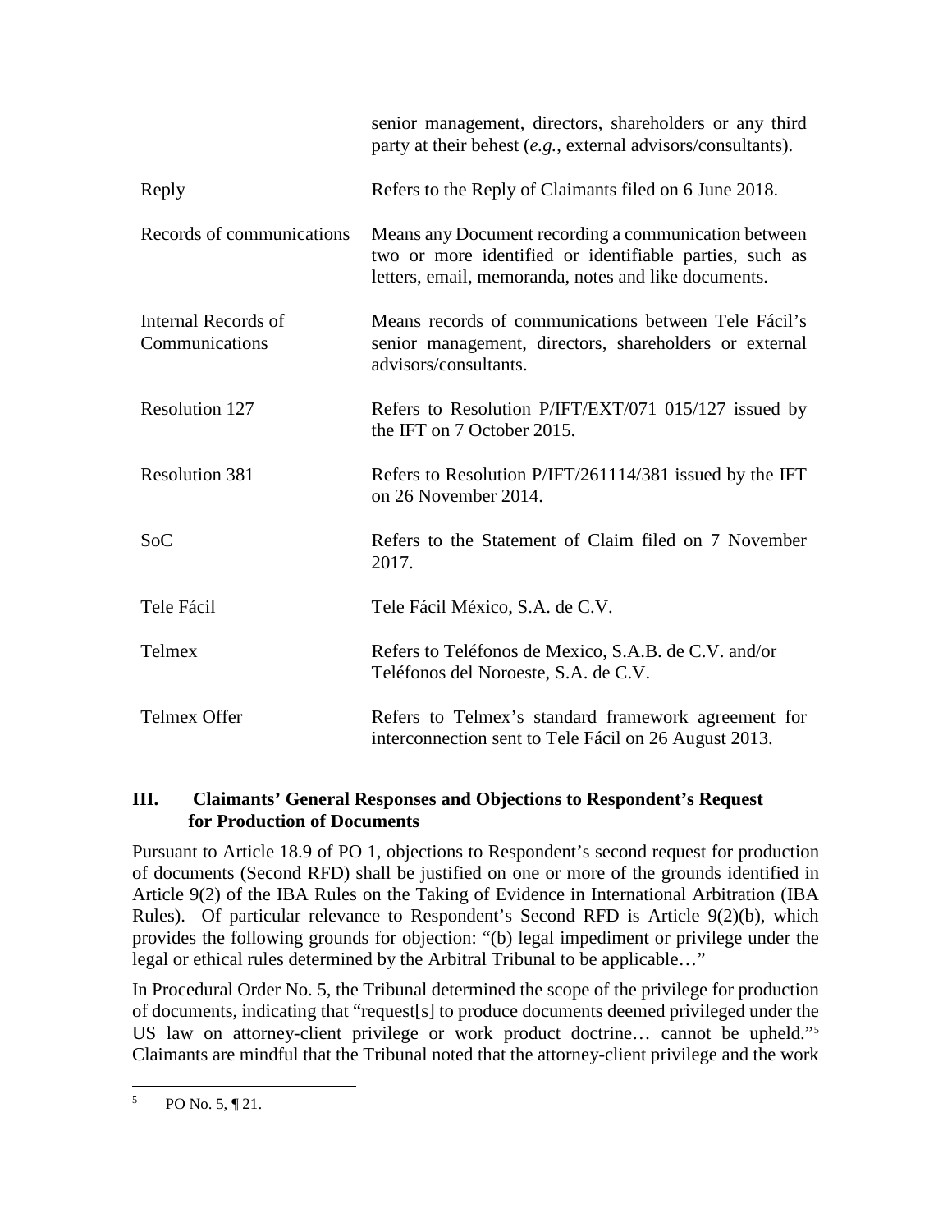| | |
|---|---|
| | senior management, directors, shareholders or any third party at their behest (*e.g.*, external advisors/consultants). |
| Reply | Refers to the Reply of Claimants filed on 6 June 2018. |
| Records of communications | Means any Document recording a communication between two or more identified or identifiable parties, such as letters, email, memoranda, notes and like documents. |
| Internal Records of Communications | Means records of communications between Tele Fácil's senior management, directors, shareholders or external advisors/consultants. |
| Resolution 127 | Refers to Resolution P/IFT/EXT/071 015/127 issued by the IFT on 7 October 2015. |
| Resolution 381 | Refers to Resolution P/IFT/261114/381 issued by the IFT on 26 November 2014. |
| SoC | Refers to the Statement of Claim filed on 7 November 2017. |
| Tele Fácil | Tele Fácil México, S.A. de C.V. |
| Telmex | Refers to Teléfonos de Mexico, S.A.B. de C.V. and/or Teléfonos del Noroeste, S.A. de C.V. |
| Telmex Offer | Refers to Telmex's standard framework agreement for interconnection sent to Tele Fácil on 26 August 2013. |

## III. Claimants' General Responses and Objections to Respondent's Request for Production of Documents

Pursuant to Article 18.9 of PO 1, objections to Respondent's second request for production of documents (Second RFD) shall be justified on one or more of the grounds identified in Article 9(2) of the IBA Rules on the Taking of Evidence in International Arbitration (IBA Rules). Of particular relevance to Respondent's Second RFD is Article 9(2)(b), which provides the following grounds for objection: "(b) legal impediment or privilege under the legal or ethical rules determined by the Arbitral Tribunal to be applicable…"

In Procedural Order No. 5, the Tribunal determined the scope of the privilege for production of documents, indicating that "request[s] to produce documents deemed privileged under the US law on attorney-client privilege or work product doctrine… cannot be upheld."[5] Claimants are mindful that the Tribunal noted that the attorney-client privilege and the work

[5] PO No. 5, ¶ 21.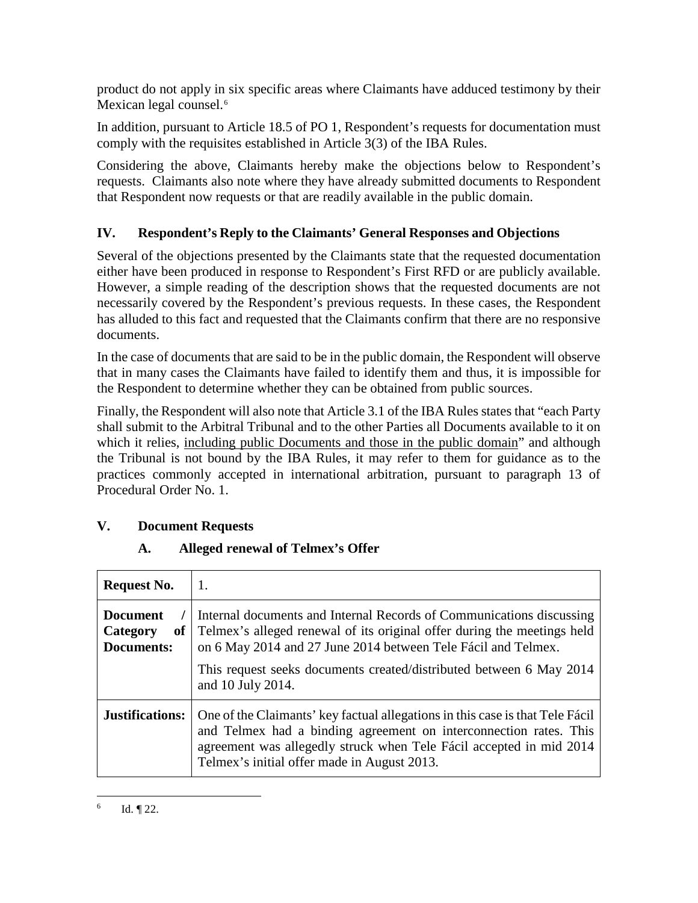product do not apply in six specific areas where Claimants have adduced testimony by their Mexican legal counsel.[6]

In addition, pursuant to Article 18.5 of PO 1, Respondent's requests for documentation must comply with the requisites established in Article 3(3) of the IBA Rules.

Considering the above, Claimants hereby make the objections below to Respondent's requests. Claimants also note where they have already submitted documents to Respondent that Respondent now requests or that are readily available in the public domain.

## IV. Respondent's Reply to the Claimants' General Responses and Objections

Several of the objections presented by the Claimants state that the requested documentation either have been produced in response to Respondent's First RFD or are publicly available. However, a simple reading of the description shows that the requested documents are not necessarily covered by the Respondent's previous requests. In these cases, the Respondent has alluded to this fact and requested that the Claimants confirm that there are no responsive documents.

In the case of documents that are said to be in the public domain, the Respondent will observe that in many cases the Claimants have failed to identify them and thus, it is impossible for the Respondent to determine whether they can be obtained from public sources.

Finally, the Respondent will also note that Article 3.1 of the IBA Rules states that "each Party shall submit to the Arbitral Tribunal and to the other Parties all Documents available to it on which it relies, <u>including public Documents and those in the public domain</u>" and although the Tribunal is not bound by the IBA Rules, it may refer to them for guidance as to the practices commonly accepted in international arbitration, pursuant to paragraph 13 of Procedural Order No. 1.

## V. Document Requests

### A. Alleged renewal of Telmex's Offer

| **Request No.** | 1. |
|---|---|
| **Document / Category of Documents:** | Internal documents and Internal Records of Communications discussing Telmex's alleged renewal of its original offer during the meetings held on 6 May 2014 and 27 June 2014 between Tele Fácil and Telmex.<br><br>This request seeks documents created/distributed between 6 May 2014 and 10 July 2014. |
| **Justifications:** | One of the Claimants' key factual allegations in this case is that Tele Fácil and Telmex had a binding agreement on interconnection rates. This agreement was allegedly struck when Tele Fácil accepted in mid 2014 Telmex's initial offer made in August 2013. |

[6] Id. ¶ 22.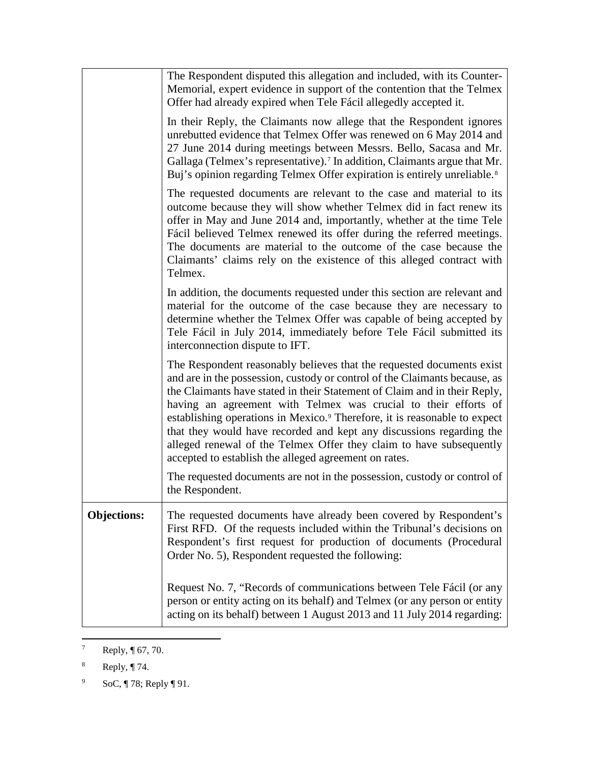| | |
|---|---|
| | The Respondent disputed this allegation and included, with its Counter-Memorial, expert evidence in support of the contention that the Telmex Offer had already expired when Tele Fácil allegedly accepted it.<br><br>In their Reply, the Claimants now allege that the Respondent ignores unrebutted evidence that Telmex Offer was renewed on 6 May 2014 and 27 June 2014 during meetings between Messrs. Bello, Sacasa and Mr. Gallaga (Telmex's representative).[7] In addition, Claimants argue that Mr. Buj's opinion regarding Telmex Offer expiration is entirely unreliable.[8]<br><br>The requested documents are relevant to the case and material to its outcome because they will show whether Telmex did in fact renew its offer in May and June 2014 and, importantly, whether at the time Tele Fácil believed Telmex renewed its offer during the referred meetings. The documents are material to the outcome of the case because the Claimants' claims rely on the existence of this alleged contract with Telmex.<br><br>In addition, the documents requested under this section are relevant and material for the outcome of the case because they are necessary to determine whether the Telmex Offer was capable of being accepted by Tele Fácil in July 2014, immediately before Tele Fácil submitted its interconnection dispute to IFT.<br><br>The Respondent reasonably believes that the requested documents exist and are in the possession, custody or control of the Claimants because, as the Claimants have stated in their Statement of Claim and in their Reply, having an agreement with Telmex was crucial to their efforts of establishing operations in Mexico.[9] Therefore, it is reasonable to expect that they would have recorded and kept any discussions regarding the alleged renewal of the Telmex Offer they claim to have subsequently accepted to establish the alleged agreement on rates.<br><br>The requested documents are not in the possession, custody or control of the Respondent. |
| **Objections:** | The requested documents have already been covered by Respondent's First RFD. Of the requests included within the Tribunal's decisions on Respondent's first request for production of documents (Procedural Order No. 5), Respondent requested the following:<br><br>Request No. 7, "Records of communications between Tele Fácil (or any person or entity acting on its behalf) and Telmex (or any person or entity acting on its behalf) between 1 August 2013 and 11 July 2014 regarding: |

[7] Reply, ¶ 67, 70.

[8] Reply, ¶ 74.

[9] SoC, ¶ 78; Reply ¶ 91.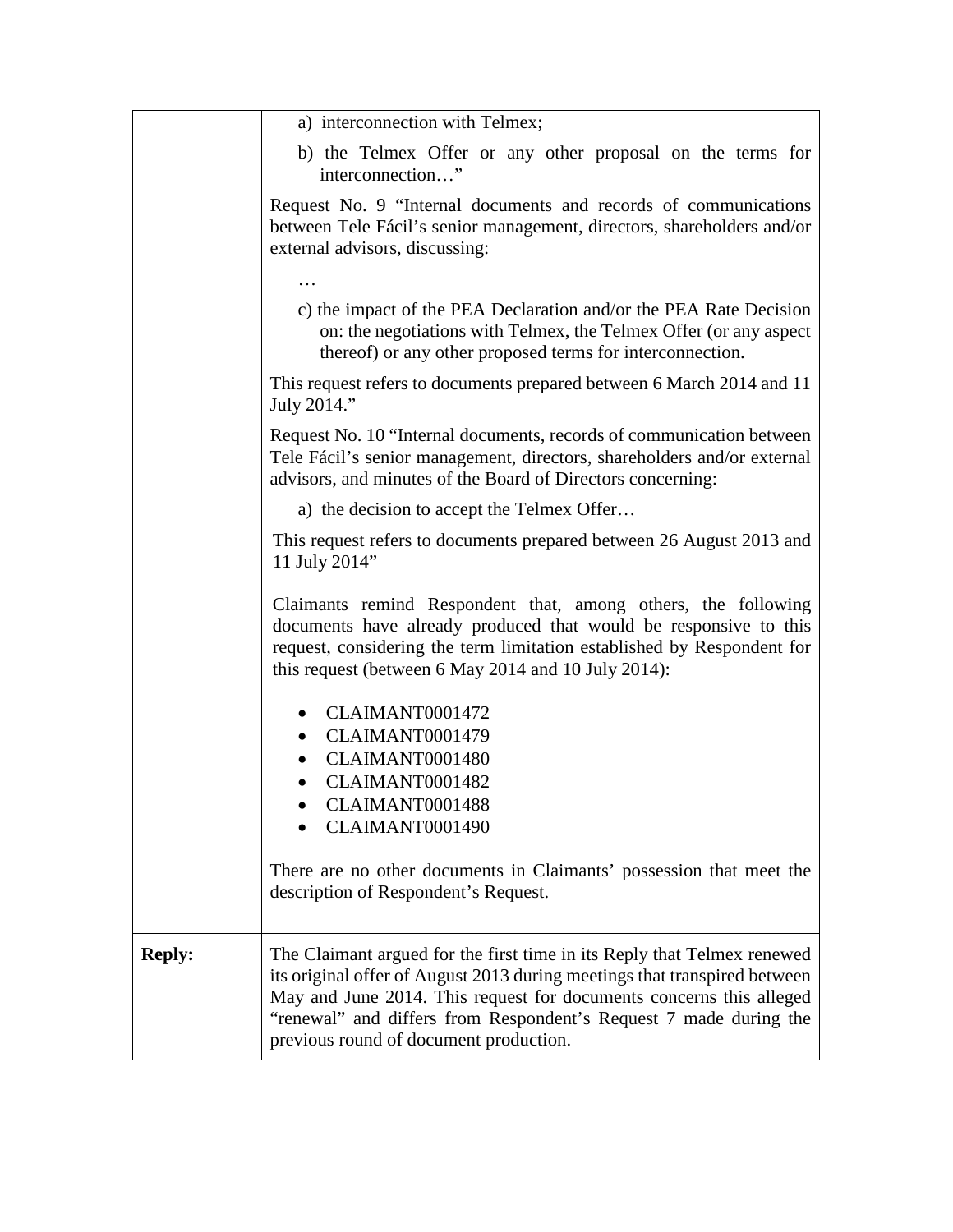| | |
|---|---|
| | a) interconnection with Telmex;<br><br>b) the Telmex Offer or any other proposal on the terms for interconnection…"<br><br>Request No. 9 "Internal documents and records of communications between Tele Fácil's senior management, directors, shareholders and/or external advisors, discussing:<br><br>…<br><br>c) the impact of the PEA Declaration and/or the PEA Rate Decision on: the negotiations with Telmex, the Telmex Offer (or any aspect thereof) or any other proposed terms for interconnection.<br><br>This request refers to documents prepared between 6 March 2014 and 11 July 2014."<br><br>Request No. 10 "Internal documents, records of communication between Tele Fácil's senior management, directors, shareholders and/or external advisors, and minutes of the Board of Directors concerning:<br><br>a) the decision to accept the Telmex Offer…<br><br>This request refers to documents prepared between 26 August 2013 and 11 July 2014"<br><br>Claimants remind Respondent that, among others, the following documents have already produced that would be responsive to this request, considering the term limitation established by Respondent for this request (between 6 May 2014 and 10 July 2014):<br><br>• CLAIMANT0001472<br>• CLAIMANT0001479<br>• CLAIMANT0001480<br>• CLAIMANT0001482<br>• CLAIMANT0001488<br>• CLAIMANT0001490<br><br>There are no other documents in Claimants' possession that meet the description of Respondent's Request. |
| **Reply:** | The Claimant argued for the first time in its Reply that Telmex renewed its original offer of August 2013 during meetings that transpired between May and June 2014. This request for documents concerns this alleged "renewal" and differs from Respondent's Request 7 made during the previous round of document production. |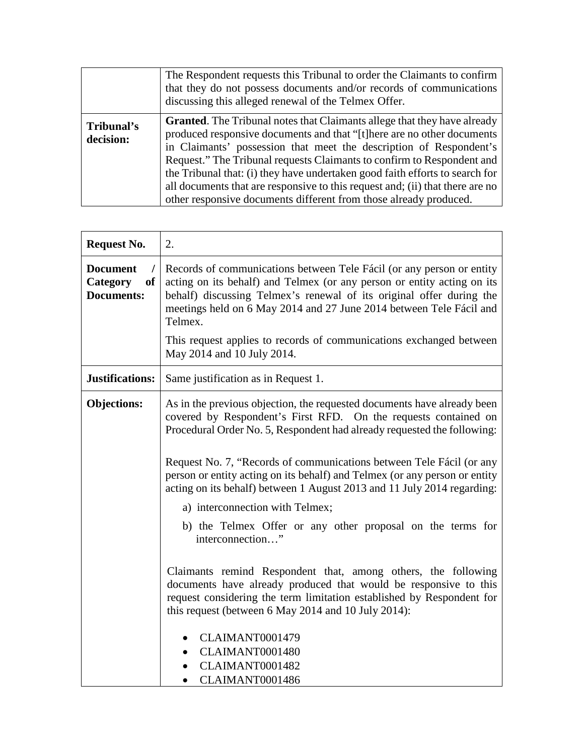| | |
|---|---|
| | The Respondent requests this Tribunal to order the Claimants to confirm that they do not possess documents and/or records of communications discussing this alleged renewal of the Telmex Offer. |
| **Tribunal's decision:** | **Granted**. The Tribunal notes that Claimants allege that they have already produced responsive documents and that "[t]here are no other documents in Claimants' possession that meet the description of Respondent's Request." The Tribunal requests Claimants to confirm to Respondent and the Tribunal that: (i) they have undertaken good faith efforts to search for all documents that are responsive to this request and; (ii) that there are no other responsive documents different from those already produced. |

| | |
|---|---|
| **Request No.** | 2. |
| **Document / Category of Documents:** | Records of communications between Tele Fácil (or any person or entity acting on its behalf) and Telmex (or any person or entity acting on its behalf) discussing Telmex's renewal of its original offer during the meetings held on 6 May 2014 and 27 June 2014 between Tele Fácil and Telmex.<br><br>This request applies to records of communications exchanged between May 2014 and 10 July 2014. |
| **Justifications:** | Same justification as in Request 1. |
| **Objections:** | As in the previous objection, the requested documents have already been covered by Respondent's First RFD. On the requests contained on Procedural Order No. 5, Respondent had already requested the following:<br><br>Request No. 7, "Records of communications between Tele Fácil (or any person or entity acting on its behalf) and Telmex (or any person or entity acting on its behalf) between 1 August 2013 and 11 July 2014 regarding:<br><br>a) interconnection with Telmex;<br><br>b) the Telmex Offer or any other proposal on the terms for interconnection…"<br><br>Claimants remind Respondent that, among others, the following documents have already produced that would be responsive to this request considering the term limitation established by Respondent for this request (between 6 May 2014 and 10 July 2014):<br><br>• CLAIMANT0001479<br>• CLAIMANT0001480<br>• CLAIMANT0001482<br>• CLAIMANT0001486 |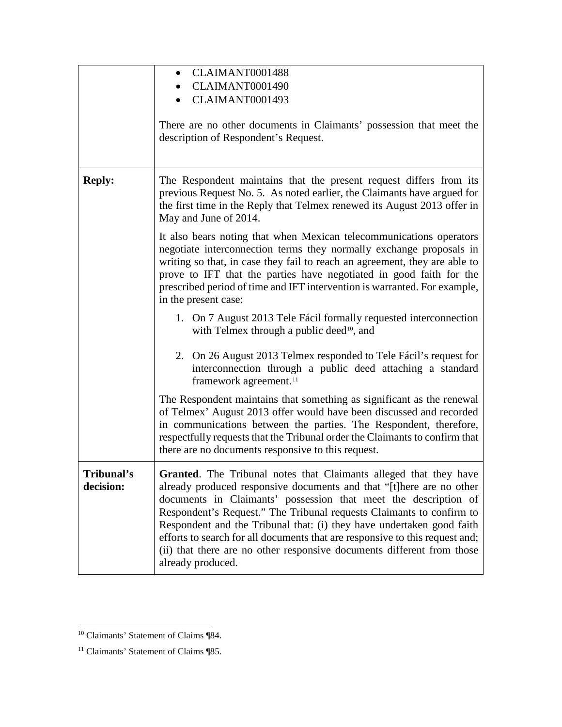| | |
|---|---|
| | • CLAIMANT0001488<br>• CLAIMANT0001490<br>• CLAIMANT0001493<br><br>There are no other documents in Claimants' possession that meet the description of Respondent's Request. |
| **Reply:** | The Respondent maintains that the present request differs from its previous Request No. 5. As noted earlier, the Claimants have argued for the first time in the Reply that Telmex renewed its August 2013 offer in May and June of 2014.<br><br>It also bears noting that when Mexican telecommunications operators negotiate interconnection terms they normally exchange proposals in writing so that, in case they fail to reach an agreement, they are able to prove to IFT that the parties have negotiated in good faith for the prescribed period of time and IFT intervention is warranted. For example, in the present case:<br><br>1. On 7 August 2013 Tele Fácil formally requested interconnection with Telmex through a public deed[10], and<br><br>2. On 26 August 2013 Telmex responded to Tele Fácil's request for interconnection through a public deed attaching a standard framework agreement.[11]<br><br>The Respondent maintains that something as significant as the renewal of Telmex' August 2013 offer would have been discussed and recorded in communications between the parties. The Respondent, therefore, respectfully requests that the Tribunal order the Claimants to confirm that there are no documents responsive to this request. |
| **Tribunal's decision:** | **Granted**. The Tribunal notes that Claimants alleged that they have already produced responsive documents and that "[t]here are no other documents in Claimants' possession that meet the description of Respondent's Request." The Tribunal requests Claimants to confirm to Respondent and the Tribunal that: (i) they have undertaken good faith efforts to search for all documents that are responsive to this request and; (ii) that there are no other responsive documents different from those already produced. |

[10] Claimants' Statement of Claims ¶84.

[11] Claimants' Statement of Claims ¶85.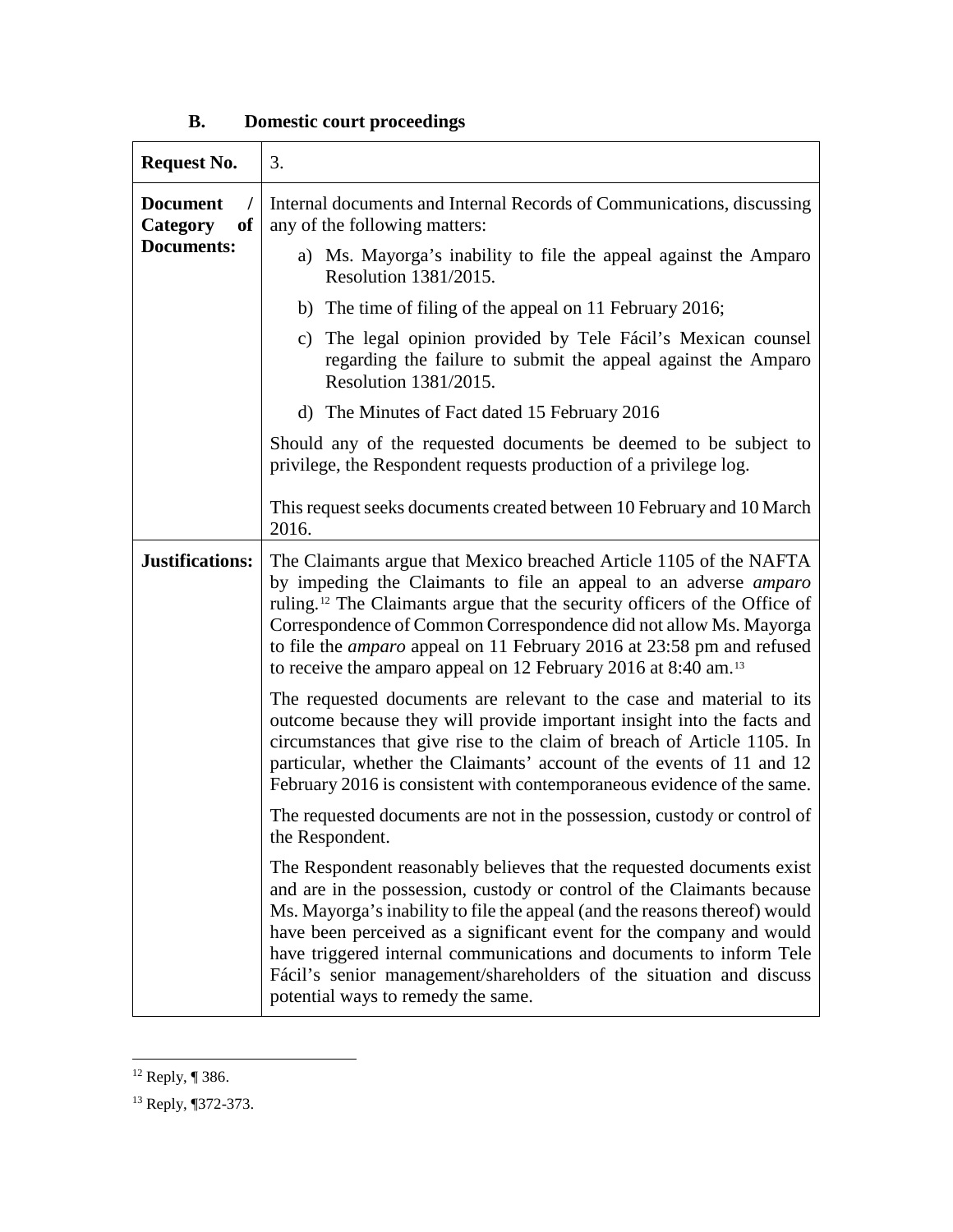### B. Domestic court proceedings

| **Request No.** | 3. |
|---|---|
| **Document / Category of Documents:** | Internal documents and Internal Records of Communications, discussing any of the following matters:<br><br>a) Ms. Mayorga's inability to file the appeal against the Amparo Resolution 1381/2015.<br><br>b) The time of filing of the appeal on 11 February 2016;<br><br>c) The legal opinion provided by Tele Fácil's Mexican counsel regarding the failure to submit the appeal against the Amparo Resolution 1381/2015.<br><br>d) The Minutes of Fact dated 15 February 2016<br><br>Should any of the requested documents be deemed to be subject to privilege, the Respondent requests production of a privilege log.<br><br>This request seeks documents created between 10 February and 10 March 2016. |
| **Justifications:** | The Claimants argue that Mexico breached Article 1105 of the NAFTA by impeding the Claimants to file an appeal to an adverse *amparo* ruling.[12] The Claimants argue that the security officers of the Office of Correspondence of Common Correspondence did not allow Ms. Mayorga to file the *amparo* appeal on 11 February 2016 at 23:58 pm and refused to receive the amparo appeal on 12 February 2016 at 8:40 am.[13]<br><br>The requested documents are relevant to the case and material to its outcome because they will provide important insight into the facts and circumstances that give rise to the claim of breach of Article 1105. In particular, whether the Claimants' account of the events of 11 and 12 February 2016 is consistent with contemporaneous evidence of the same.<br><br>The requested documents are not in the possession, custody or control of the Respondent.<br><br>The Respondent reasonably believes that the requested documents exist and are in the possession, custody or control of the Claimants because Ms. Mayorga's inability to file the appeal (and the reasons thereof) would have been perceived as a significant event for the company and would have triggered internal communications and documents to inform Tele Fácil's senior management/shareholders of the situation and discuss potential ways to remedy the same. |

[12] Reply, ¶ 386.

[13] Reply, ¶372-373.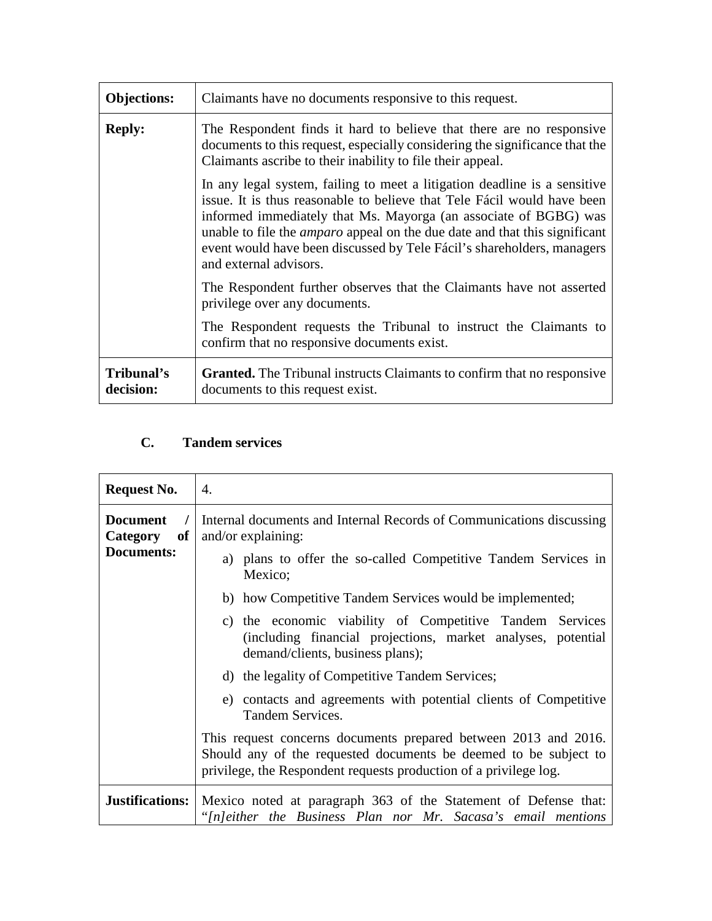| | |
|---|---|
| **Objections:** | Claimants have no documents responsive to this request. |
| **Reply:** | The Respondent finds it hard to believe that there are no responsive documents to this request, especially considering the significance that the Claimants ascribe to their inability to file their appeal.<br><br>In any legal system, failing to meet a litigation deadline is a sensitive issue. It is thus reasonable to believe that Tele Fácil would have been informed immediately that Ms. Mayorga (an associate of BGBG) was unable to file the *amparo* appeal on the due date and that this significant event would have been discussed by Tele Fácil's shareholders, managers and external advisors.<br><br>The Respondent further observes that the Claimants have not asserted privilege over any documents.<br><br>The Respondent requests the Tribunal to instruct the Claimants to confirm that no responsive documents exist. |
| **Tribunal's decision:** | **Granted.** The Tribunal instructs Claimants to confirm that no responsive documents to this request exist. |

### C. Tandem services

| | |
|---|---|
| **Request No.** | 4. |
| **Document / Category of Documents:** | Internal documents and Internal Records of Communications discussing and/or explaining:<br><br>a) plans to offer the so-called Competitive Tandem Services in Mexico;<br><br>b) how Competitive Tandem Services would be implemented;<br><br>c) the economic viability of Competitive Tandem Services (including financial projections, market analyses, potential demand/clients, business plans);<br><br>d) the legality of Competitive Tandem Services;<br><br>e) contacts and agreements with potential clients of Competitive Tandem Services.<br><br>This request concerns documents prepared between 2013 and 2016. Should any of the requested documents be deemed to be subject to privilege, the Respondent requests production of a privilege log. |
| **Justifications:** | Mexico noted at paragraph 363 of the Statement of Defense that: "*[n]either the Business Plan nor Mr. Sacasa's email mentions* |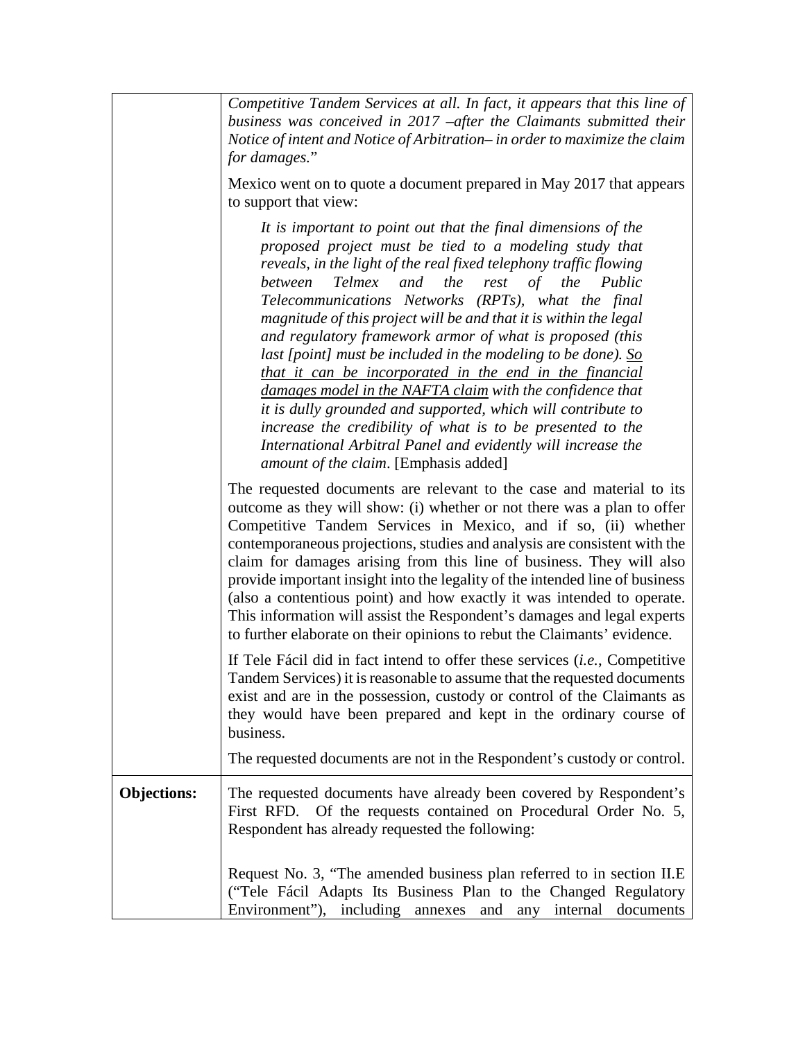| | |
|---|---|
| | *Competitive Tandem Services at all. In fact, it appears that this line of business was conceived in 2017 –after the Claimants submitted their Notice of intent and Notice of Arbitration– in order to maximize the claim for damages.*"<br><br>Mexico went on to quote a document prepared in May 2017 that appears to support that view:<br><br>*It is important to point out that the final dimensions of the proposed project must be tied to a modeling study that reveals, in the light of the real fixed telephony traffic flowing between Telmex and the rest of the Public Telecommunications Networks (RPTs), what the final magnitude of this project will be and that it is within the legal and regulatory framework armor of what is proposed (this last [point] must be included in the modeling to be done). <u>So that it can be incorporated in the end in the financial damages model in the NAFTA claim</u> with the confidence that it is dully grounded and supported, which will contribute to increase the credibility of what is to be presented to the International Arbitral Panel and evidently will increase the amount of the claim*. [Emphasis added]<br><br>The requested documents are relevant to the case and material to its outcome as they will show: (i) whether or not there was a plan to offer Competitive Tandem Services in Mexico, and if so, (ii) whether contemporaneous projections, studies and analysis are consistent with the claim for damages arising from this line of business. They will also provide important insight into the legality of the intended line of business (also a contentious point) and how exactly it was intended to operate. This information will assist the Respondent's damages and legal experts to further elaborate on their opinions to rebut the Claimants' evidence.<br><br>If Tele Fácil did in fact intend to offer these services (*i.e.*, Competitive Tandem Services) it is reasonable to assume that the requested documents exist and are in the possession, custody or control of the Claimants as they would have been prepared and kept in the ordinary course of business.<br><br>The requested documents are not in the Respondent's custody or control. |
| **Objections:** | The requested documents have already been covered by Respondent's First RFD. Of the requests contained on Procedural Order No. 5, Respondent has already requested the following:<br><br>Request No. 3, "The amended business plan referred to in section II.E ("Tele Fácil Adapts Its Business Plan to the Changed Regulatory Environment"), including annexes and any internal documents |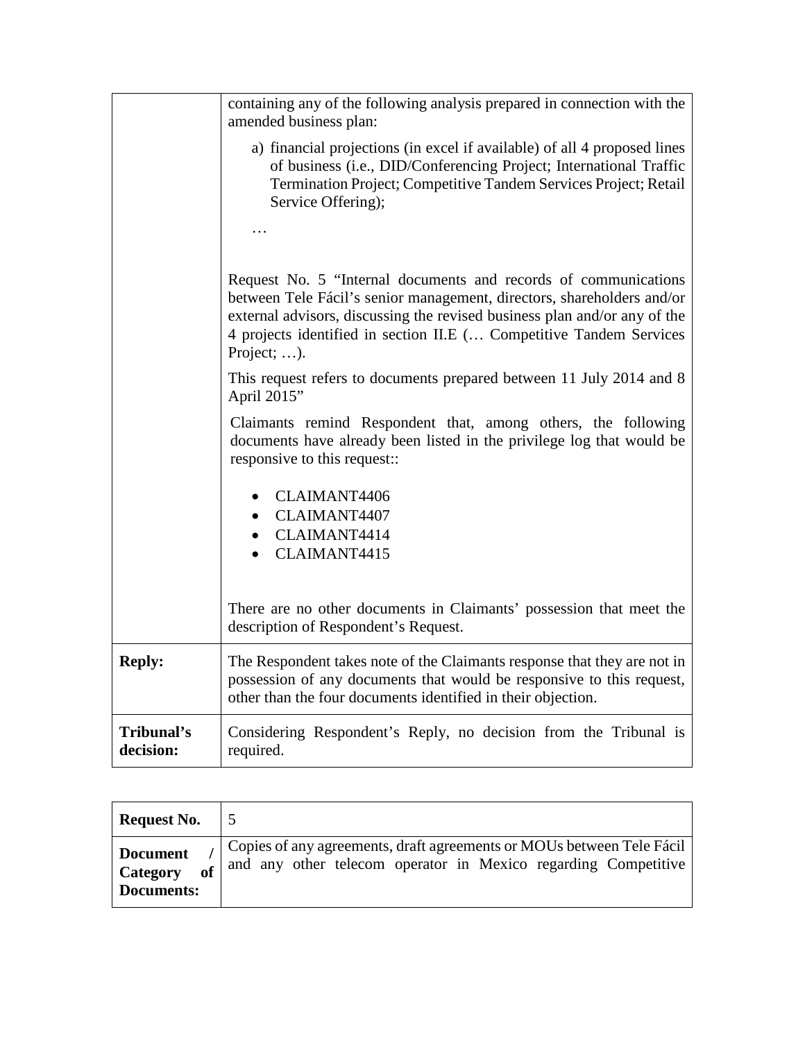| | |
|---|---|
| | containing any of the following analysis prepared in connection with the amended business plan:<br><br>a) financial projections (in excel if available) of all 4 proposed lines of business (i.e., DID/Conferencing Project; International Traffic Termination Project; Competitive Tandem Services Project; Retail Service Offering);<br><br>…<br><br>Request No. 5 "Internal documents and records of communications between Tele Fácil's senior management, directors, shareholders and/or external advisors, discussing the revised business plan and/or any of the 4 projects identified in section II.E (… Competitive Tandem Services Project; …).<br><br>This request refers to documents prepared between 11 July 2014 and 8 April 2015"<br><br>Claimants remind Respondent that, among others, the following documents have already been listed in the privilege log that would be responsive to this request::<br><br>• CLAIMANT4406<br>• CLAIMANT4407<br>• CLAIMANT4414<br>• CLAIMANT4415<br><br>There are no other documents in Claimants' possession that meet the description of Respondent's Request. |
| **Reply:** | The Respondent takes note of the Claimants response that they are not in possession of any documents that would be responsive to this request, other than the four documents identified in their objection. |
| **Tribunal's decision:** | Considering Respondent's Reply, no decision from the Tribunal is required. |

| | |
|---|---|
| **Request No.** | 5 |
| **Document / Category of Documents:** | Copies of any agreements, draft agreements or MOUs between Tele Fácil and any other telecom operator in Mexico regarding Competitive |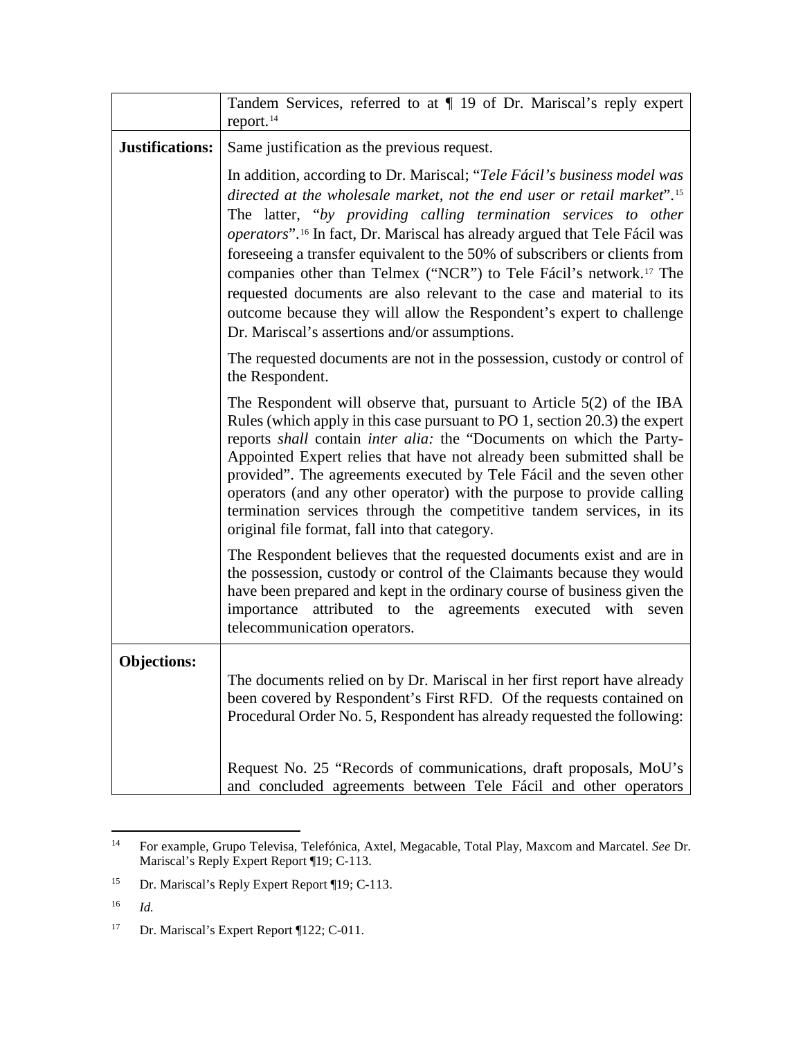| | |
|---|---|
| | Tandem Services, referred to at ¶ 19 of Dr. Mariscal's reply expert report.[14] |
| **Justifications:** | Same justification as the previous request.<br><br>In addition, according to Dr. Mariscal; "*Tele Fácil's business model was directed at the wholesale market, not the end user or retail market*".[15] The latter, "*by providing calling termination services to other operators*".[16] In fact, Dr. Mariscal has already argued that Tele Fácil was foreseeing a transfer equivalent to the 50% of subscribers or clients from companies other than Telmex ("NCR") to Tele Fácil's network.[17] The requested documents are also relevant to the case and material to its outcome because they will allow the Respondent's expert to challenge Dr. Mariscal's assertions and/or assumptions.<br><br>The requested documents are not in the possession, custody or control of the Respondent.<br><br>The Respondent will observe that, pursuant to Article 5(2) of the IBA Rules (which apply in this case pursuant to PO 1, section 20.3) the expert reports *shall* contain *inter alia:* the "Documents on which the Party-Appointed Expert relies that have not already been submitted shall be provided". The agreements executed by Tele Fácil and the seven other operators (and any other operator) with the purpose to provide calling termination services through the competitive tandem services, in its original file format, fall into that category.<br><br>The Respondent believes that the requested documents exist and are in the possession, custody or control of the Claimants because they would have been prepared and kept in the ordinary course of business given the importance attributed to the agreements executed with seven telecommunication operators. |
| **Objections:** | The documents relied on by Dr. Mariscal in her first report have already been covered by Respondent's First RFD. Of the requests contained on Procedural Order No. 5, Respondent has already requested the following:<br><br>Request No. 25 "Records of communications, draft proposals, MoU's and concluded agreements between Tele Fácil and other operators |

[14] For example, Grupo Televisa, Telefónica, Axtel, Megacable, Total Play, Maxcom and Marcatel. *See* Dr. Mariscal's Reply Expert Report ¶19; C-113.

[15] Dr. Mariscal's Reply Expert Report ¶19; C-113.

[16] *Id.*

[17] Dr. Mariscal's Expert Report ¶122; C-011.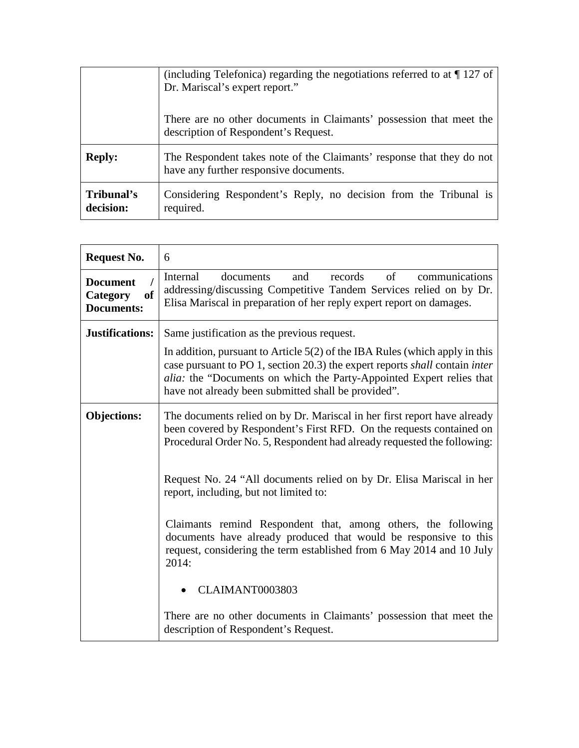| | |
|---|---|
| | (including Telefonica) regarding the negotiations referred to at ¶ 127 of Dr. Mariscal's expert report."<br><br>There are no other documents in Claimants' possession that meet the description of Respondent's Request. |
| **Reply:** | The Respondent takes note of the Claimants' response that they do not have any further responsive documents. |
| **Tribunal's decision:** | Considering Respondent's Reply, no decision from the Tribunal is required. |

| | |
|---|---|
| **Request No.** | 6 |
| **Document / Category of Documents:** | Internal documents and records of communications addressing/discussing Competitive Tandem Services relied on by Dr. Elisa Mariscal in preparation of her reply expert report on damages. |
| **Justifications:** | Same justification as the previous request.<br><br>In addition, pursuant to Article 5(2) of the IBA Rules (which apply in this case pursuant to PO 1, section 20.3) the expert reports *shall* contain *inter alia:* the "Documents on which the Party-Appointed Expert relies that have not already been submitted shall be provided". |
| **Objections:** | The documents relied on by Dr. Mariscal in her first report have already been covered by Respondent's First RFD. On the requests contained on Procedural Order No. 5, Respondent had already requested the following:<br><br>Request No. 24 "All documents relied on by Dr. Elisa Mariscal in her report, including, but not limited to:<br><br>Claimants remind Respondent that, among others, the following documents have already produced that would be responsive to this request, considering the term established from 6 May 2014 and 10 July 2014:<br><br>• CLAIMANT0003803<br><br>There are no other documents in Claimants' possession that meet the description of Respondent's Request. |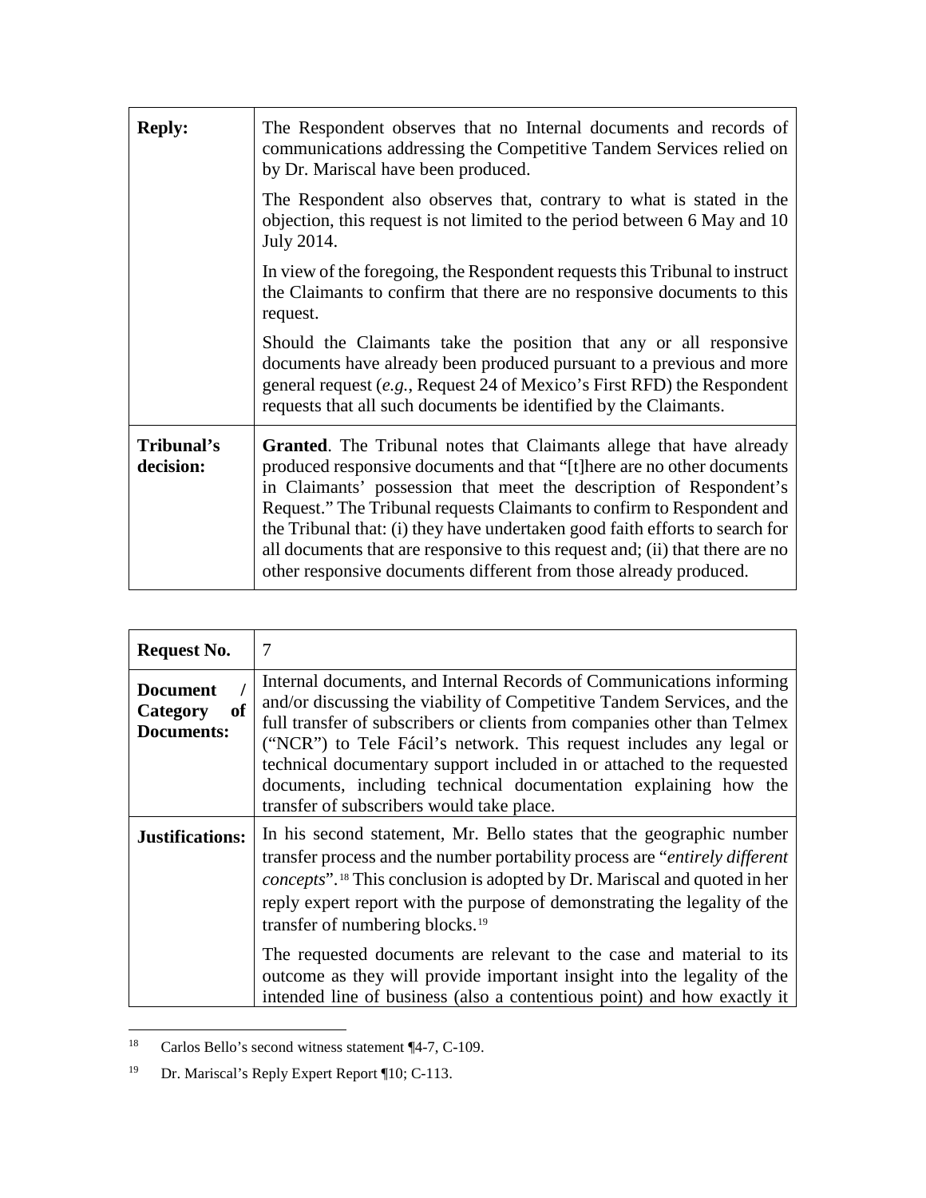| **Reply:** | The Respondent observes that no Internal documents and records of communications addressing the Competitive Tandem Services relied on by Dr. Mariscal have been produced.<br><br>The Respondent also observes that, contrary to what is stated in the objection, this request is not limited to the period between 6 May and 10 July 2014.<br><br>In view of the foregoing, the Respondent requests this Tribunal to instruct the Claimants to confirm that there are no responsive documents to this request.<br><br>Should the Claimants take the position that any or all responsive documents have already been produced pursuant to a previous and more general request (*e.g.*, Request 24 of Mexico's First RFD) the Respondent requests that all such documents be identified by the Claimants. |
|---|---|
| **Tribunal's decision:** | **Granted**. The Tribunal notes that Claimants allege that have already produced responsive documents and that "[t]here are no other documents in Claimants' possession that meet the description of Respondent's Request." The Tribunal requests Claimants to confirm to Respondent and the Tribunal that: (i) they have undertaken good faith efforts to search for all documents that are responsive to this request and; (ii) that there are no other responsive documents different from those already produced. |

| **Request No.** | 7 |
|---|---|
| **Document / Category of Documents:** | Internal documents, and Internal Records of Communications informing and/or discussing the viability of Competitive Tandem Services, and the full transfer of subscribers or clients from companies other than Telmex ("NCR") to Tele Fácil's network. This request includes any legal or technical documentary support included in or attached to the requested documents, including technical documentation explaining how the transfer of subscribers would take place. |
| **Justifications:** | In his second statement, Mr. Bello states that the geographic number transfer process and the number portability process are "*entirely different concepts*".[18] This conclusion is adopted by Dr. Mariscal and quoted in her reply expert report with the purpose of demonstrating the legality of the transfer of numbering blocks.[19]<br><br>The requested documents are relevant to the case and material to its outcome as they will provide important insight into the legality of the intended line of business (also a contentious point) and how exactly it |

[18] Carlos Bello's second witness statement ¶4-7, C-109.

[19] Dr. Mariscal's Reply Expert Report ¶10; C-113.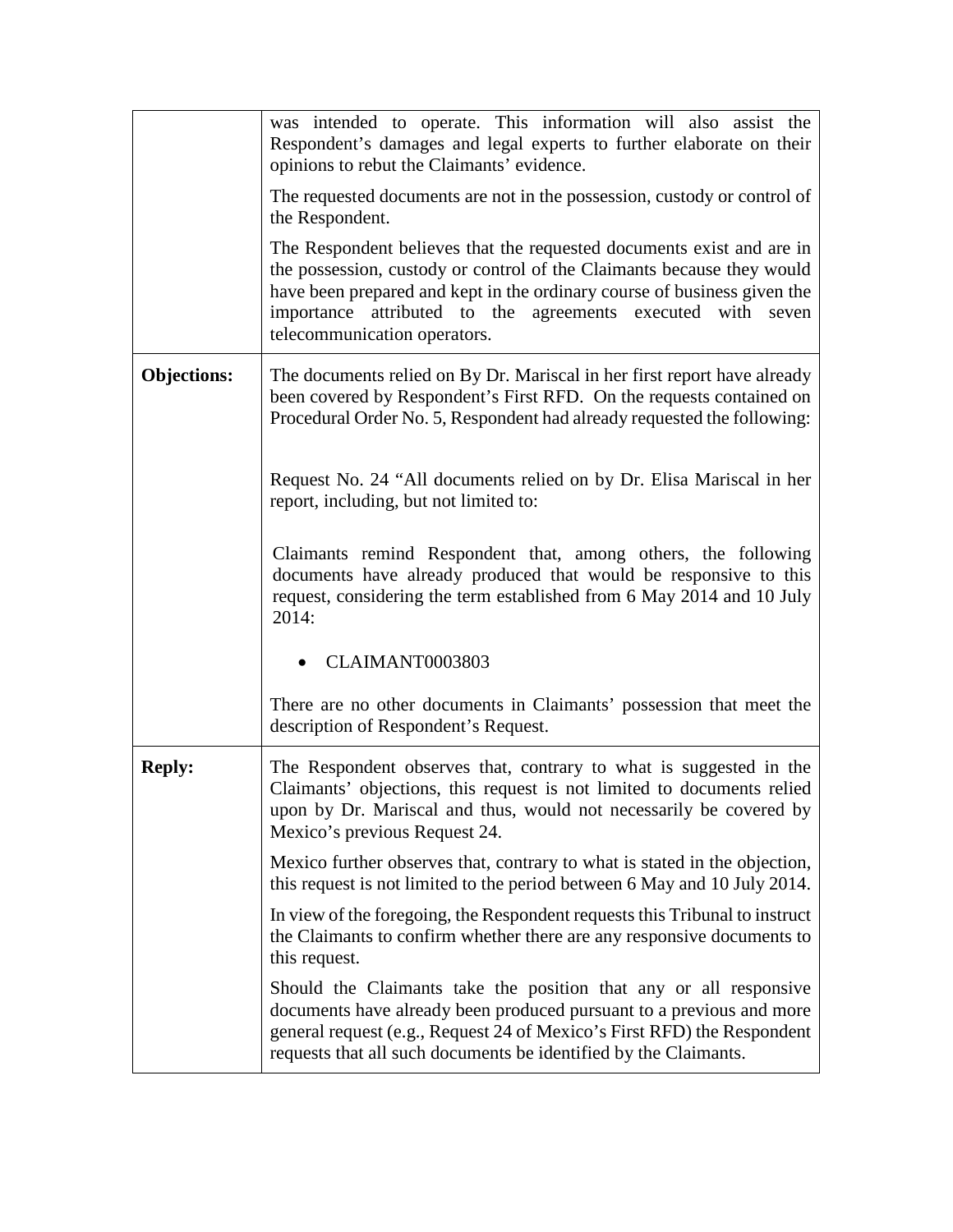| | |
|---|---|
| | was intended to operate. This information will also assist the Respondent's damages and legal experts to further elaborate on their opinions to rebut the Claimants' evidence.<br><br>The requested documents are not in the possession, custody or control of the Respondent.<br><br>The Respondent believes that the requested documents exist and are in the possession, custody or control of the Claimants because they would have been prepared and kept in the ordinary course of business given the importance attributed to the agreements executed with seven telecommunication operators. |
| **Objections:** | The documents relied on By Dr. Mariscal in her first report have already been covered by Respondent's First RFD. On the requests contained on Procedural Order No. 5, Respondent had already requested the following:<br><br>Request No. 24 "All documents relied on by Dr. Elisa Mariscal in her report, including, but not limited to:<br><br>Claimants remind Respondent that, among others, the following documents have already produced that would be responsive to this request, considering the term established from 6 May 2014 and 10 July 2014:<br><br>• CLAIMANT0003803<br><br>There are no other documents in Claimants' possession that meet the description of Respondent's Request. |
| **Reply:** | The Respondent observes that, contrary to what is suggested in the Claimants' objections, this request is not limited to documents relied upon by Dr. Mariscal and thus, would not necessarily be covered by Mexico's previous Request 24.<br><br>Mexico further observes that, contrary to what is stated in the objection, this request is not limited to the period between 6 May and 10 July 2014.<br><br>In view of the foregoing, the Respondent requests this Tribunal to instruct the Claimants to confirm whether there are any responsive documents to this request.<br><br>Should the Claimants take the position that any or all responsive documents have already been produced pursuant to a previous and more general request (e.g., Request 24 of Mexico's First RFD) the Respondent requests that all such documents be identified by the Claimants. |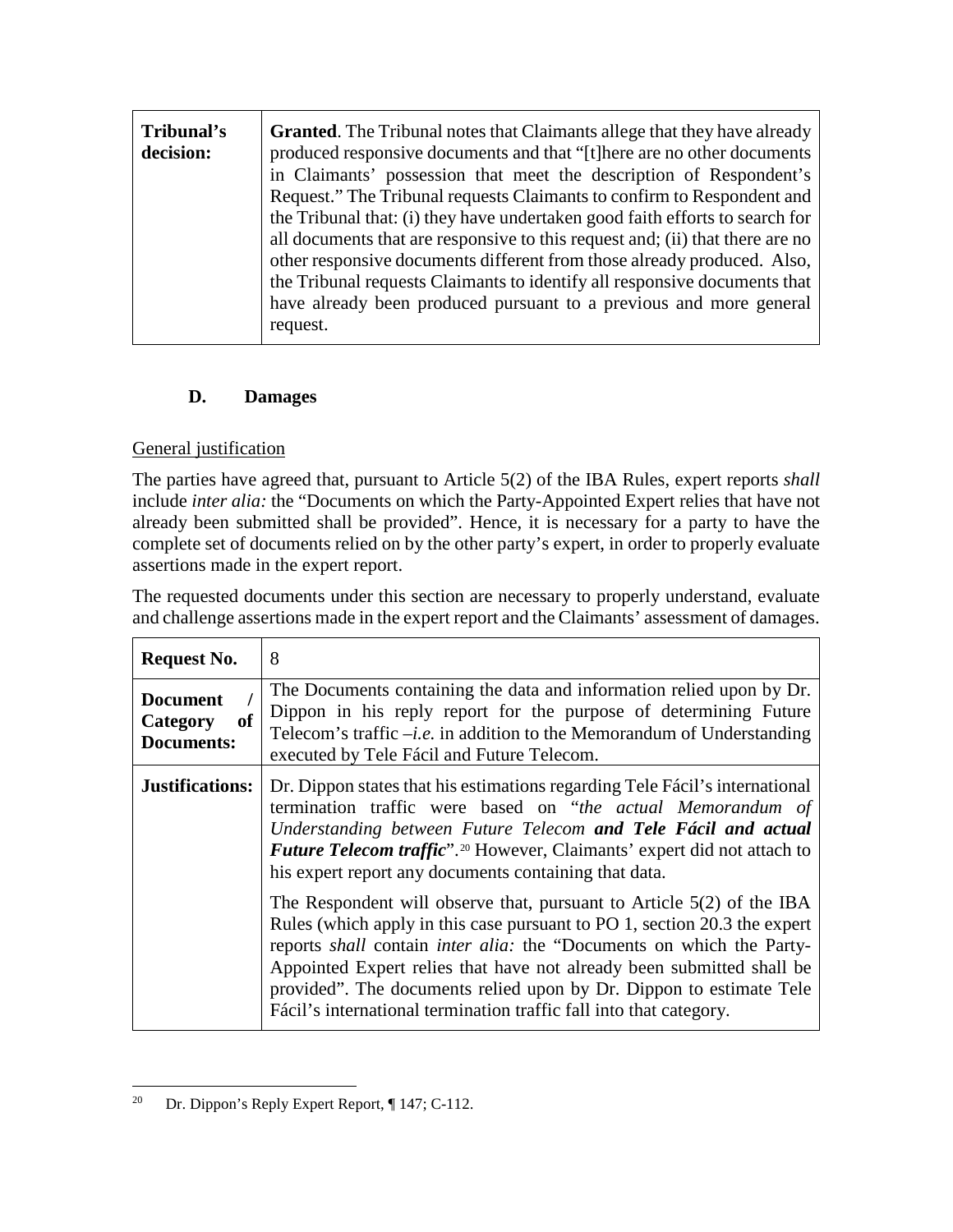| **Tribunal's decision:** | **Granted**. The Tribunal notes that Claimants allege that they have already produced responsive documents and that "[t]here are no other documents in Claimants' possession that meet the description of Respondent's Request." The Tribunal requests Claimants to confirm to Respondent and the Tribunal that: (i) they have undertaken good faith efforts to search for all documents that are responsive to this request and; (ii) that there are no other responsive documents different from those already produced. Also, the Tribunal requests Claimants to identify all responsive documents that have already been produced pursuant to a previous and more general request. |
|---|---|

### D. Damages

General justification

The parties have agreed that, pursuant to Article 5(2) of the IBA Rules, expert reports *shall* include *inter alia:* the "Documents on which the Party-Appointed Expert relies that have not already been submitted shall be provided". Hence, it is necessary for a party to have the complete set of documents relied on by the other party's expert, in order to properly evaluate assertions made in the expert report.

The requested documents under this section are necessary to properly understand, evaluate and challenge assertions made in the expert report and the Claimants' assessment of damages.

| **Request No.** | 8 |
|---|---|
| **Document / Category of Documents:** | The Documents containing the data and information relied upon by Dr. Dippon in his reply report for the purpose of determining Future Telecom's traffic –*i.e.* in addition to the Memorandum of Understanding executed by Tele Fácil and Future Telecom. |
| **Justifications:** | Dr. Dippon states that his estimations regarding Tele Fácil's international termination traffic were based on "*the actual Memorandum of Understanding between Future Telecom **and Tele Fácil and actual Future Telecom traffic***".[20] However, Claimants' expert did not attach to his expert report any documents containing that data.<br><br>The Respondent will observe that, pursuant to Article 5(2) of the IBA Rules (which apply in this case pursuant to PO 1, section 20.3 the expert reports *shall* contain *inter alia:* the "Documents on which the Party-Appointed Expert relies that have not already been submitted shall be provided". The documents relied upon by Dr. Dippon to estimate Tele Fácil's international termination traffic fall into that category. |

[20] Dr. Dippon's Reply Expert Report, ¶ 147; C-112.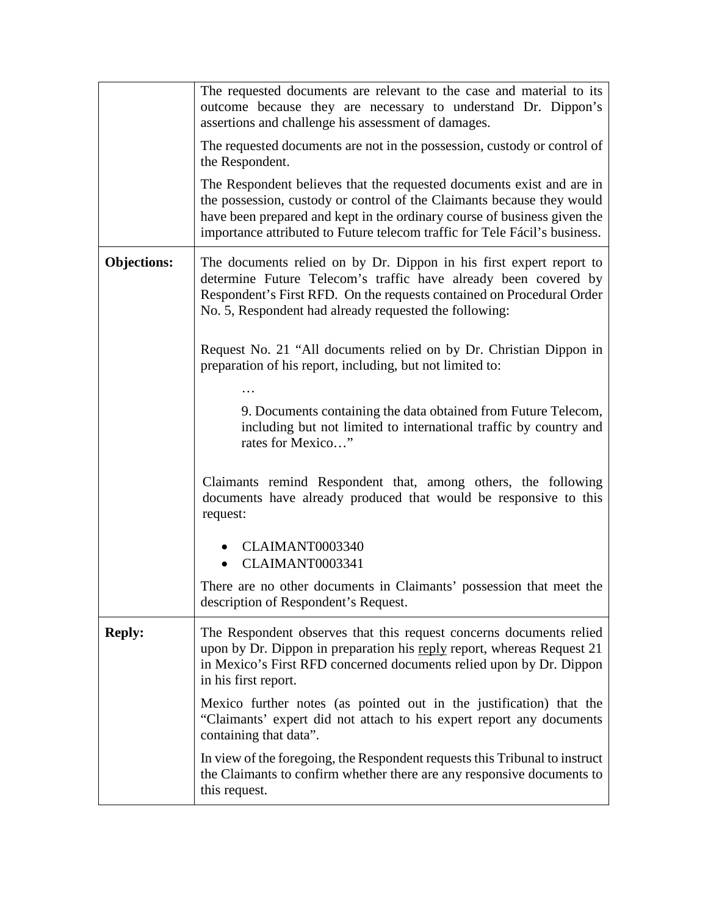| | |
|---|---|
| | The requested documents are relevant to the case and material to its outcome because they are necessary to understand Dr. Dippon's assertions and challenge his assessment of damages.<br><br>The requested documents are not in the possession, custody or control of the Respondent.<br><br>The Respondent believes that the requested documents exist and are in the possession, custody or control of the Claimants because they would have been prepared and kept in the ordinary course of business given the importance attributed to Future telecom traffic for Tele Fácil's business. |
| **Objections:** | The documents relied on by Dr. Dippon in his first expert report to determine Future Telecom's traffic have already been covered by Respondent's First RFD. On the requests contained on Procedural Order No. 5, Respondent had already requested the following:<br><br>Request No. 21 "All documents relied on by Dr. Christian Dippon in preparation of his report, including, but not limited to:<br><br>…<br><br>9. Documents containing the data obtained from Future Telecom, including but not limited to international traffic by country and rates for Mexico…"<br><br>Claimants remind Respondent that, among others, the following documents have already produced that would be responsive to this request:<br><br>• CLAIMANT0003340<br>• CLAIMANT0003341<br><br>There are no other documents in Claimants' possession that meet the description of Respondent's Request. |
| **Reply:** | The Respondent observes that this request concerns documents relied upon by Dr. Dippon in preparation his <u>reply</u> report, whereas Request 21 in Mexico's First RFD concerned documents relied upon by Dr. Dippon in his first report.<br><br>Mexico further notes (as pointed out in the justification) that the "Claimants' expert did not attach to his expert report any documents containing that data".<br><br>In view of the foregoing, the Respondent requests this Tribunal to instruct the Claimants to confirm whether there are any responsive documents to this request. |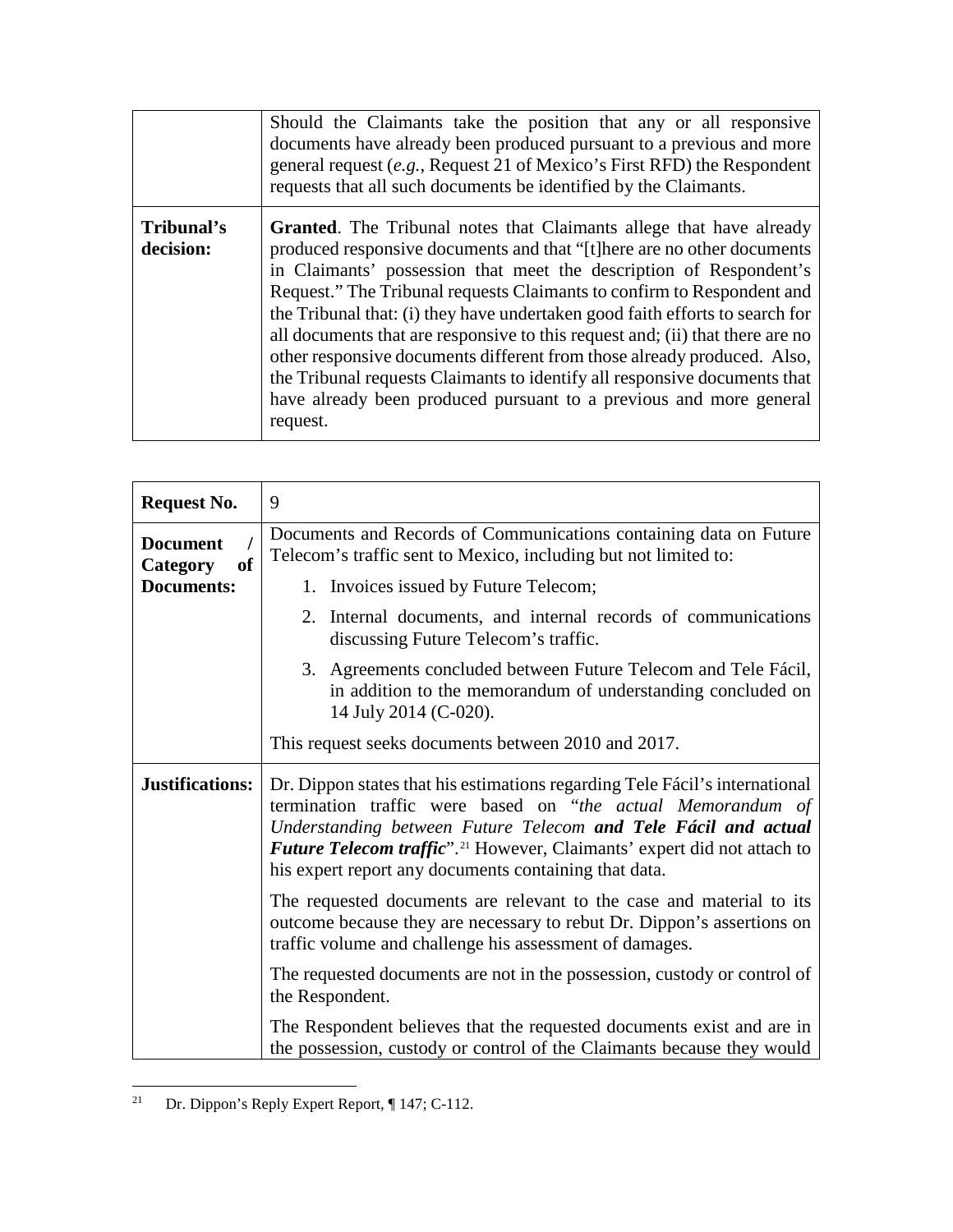| | |
|---|---|
| | Should the Claimants take the position that any or all responsive documents have already been produced pursuant to a previous and more general request (*e.g.*, Request 21 of Mexico's First RFD) the Respondent requests that all such documents be identified by the Claimants. |
| **Tribunal's decision:** | **Granted**. The Tribunal notes that Claimants allege that have already produced responsive documents and that "[t]here are no other documents in Claimants' possession that meet the description of Respondent's Request." The Tribunal requests Claimants to confirm to Respondent and the Tribunal that: (i) they have undertaken good faith efforts to search for all documents that are responsive to this request and; (ii) that there are no other responsive documents different from those already produced. Also, the Tribunal requests Claimants to identify all responsive documents that have already been produced pursuant to a previous and more general request. |

| | |
|---|---|
| **Request No.** | 9 |
| **Document / Category of Documents:** | Documents and Records of Communications containing data on Future Telecom's traffic sent to Mexico, including but not limited to:<br>1. Invoices issued by Future Telecom;<br>2. Internal documents, and internal records of communications discussing Future Telecom's traffic.<br>3. Agreements concluded between Future Telecom and Tele Fácil, in addition to the memorandum of understanding concluded on 14 July 2014 (C-020).<br>This request seeks documents between 2010 and 2017. |
| **Justifications:** | Dr. Dippon states that his estimations regarding Tele Fácil's international termination traffic were based on "*the actual Memorandum of Understanding between Future Telecom* ***and Tele Fácil and actual Future Telecom traffic***".[21] However, Claimants' expert did not attach to his expert report any documents containing that data.<br>The requested documents are relevant to the case and material to its outcome because they are necessary to rebut Dr. Dippon's assertions on traffic volume and challenge his assessment of damages.<br>The requested documents are not in the possession, custody or control of the Respondent.<br>The Respondent believes that the requested documents exist and are in the possession, custody or control of the Claimants because they would |

[21] Dr. Dippon's Reply Expert Report, ¶ 147; C-112.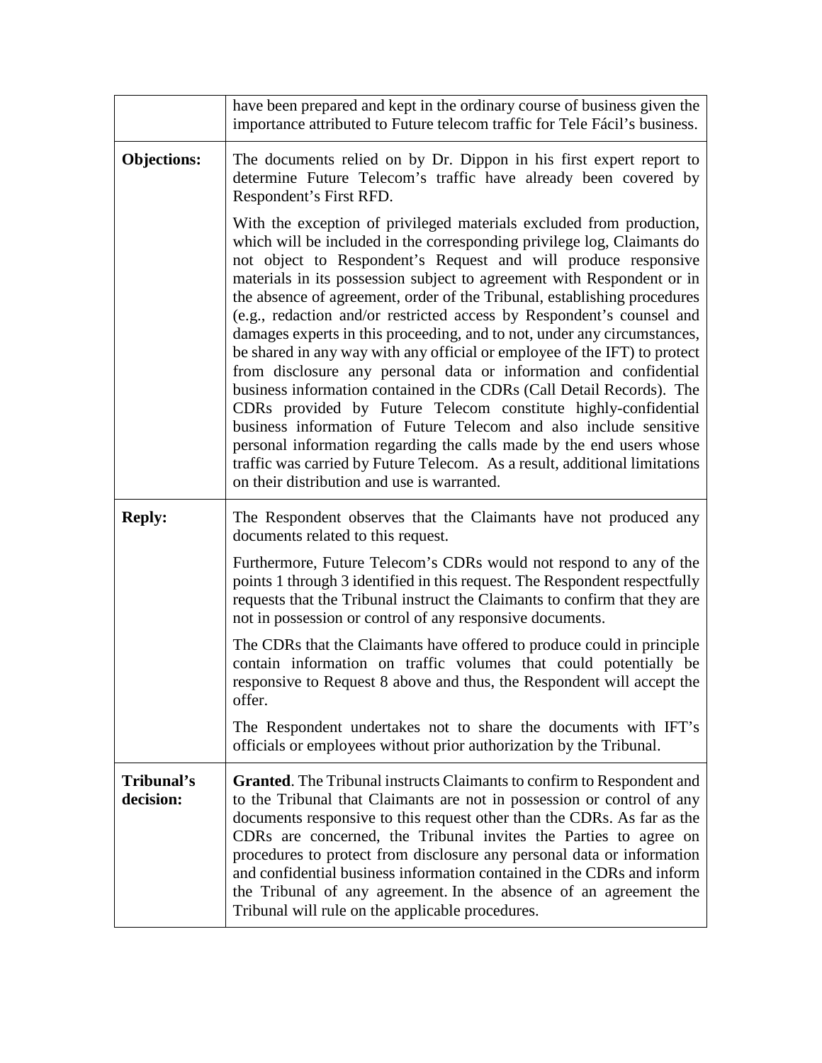| | |
|---|---|
| | have been prepared and kept in the ordinary course of business given the importance attributed to Future telecom traffic for Tele Fácil's business. |
| **Objections:** | The documents relied on by Dr. Dippon in his first expert report to determine Future Telecom's traffic have already been covered by Respondent's First RFD.<br><br>With the exception of privileged materials excluded from production, which will be included in the corresponding privilege log, Claimants do not object to Respondent's Request and will produce responsive materials in its possession subject to agreement with Respondent or in the absence of agreement, order of the Tribunal, establishing procedures (e.g., redaction and/or restricted access by Respondent's counsel and damages experts in this proceeding, and to not, under any circumstances, be shared in any way with any official or employee of the IFT) to protect from disclosure any personal data or information and confidential business information contained in the CDRs (Call Detail Records). The CDRs provided by Future Telecom constitute highly-confidential business information of Future Telecom and also include sensitive personal information regarding the calls made by the end users whose traffic was carried by Future Telecom. As a result, additional limitations on their distribution and use is warranted. |
| **Reply:** | The Respondent observes that the Claimants have not produced any documents related to this request.<br><br>Furthermore, Future Telecom's CDRs would not respond to any of the points 1 through 3 identified in this request. The Respondent respectfully requests that the Tribunal instruct the Claimants to confirm that they are not in possession or control of any responsive documents.<br><br>The CDRs that the Claimants have offered to produce could in principle contain information on traffic volumes that could potentially be responsive to Request 8 above and thus, the Respondent will accept the offer.<br><br>The Respondent undertakes not to share the documents with IFT's officials or employees without prior authorization by the Tribunal. |
| **Tribunal's decision:** | **Granted**. The Tribunal instructs Claimants to confirm to Respondent and to the Tribunal that Claimants are not in possession or control of any documents responsive to this request other than the CDRs. As far as the CDRs are concerned, the Tribunal invites the Parties to agree on procedures to protect from disclosure any personal data or information and confidential business information contained in the CDRs and inform the Tribunal of any agreement. In the absence of an agreement the Tribunal will rule on the applicable procedures. |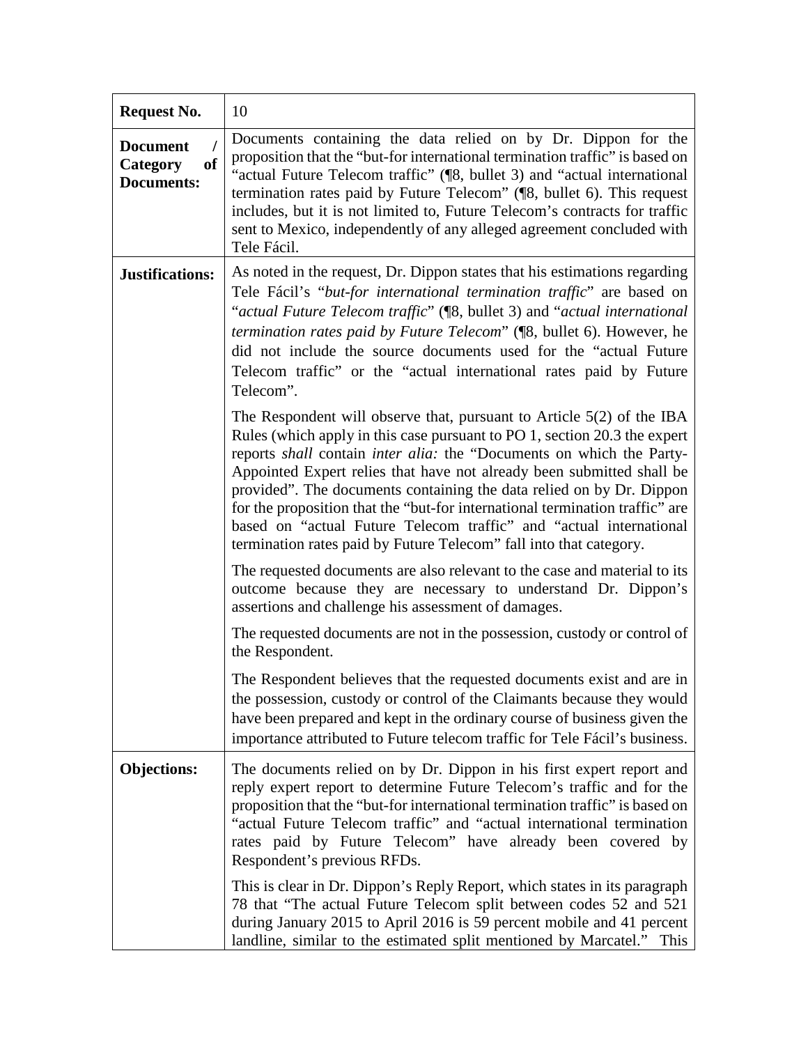| **Request No.** | 10 |
|---|---|
| **Document / Category of Documents:** | Documents containing the data relied on by Dr. Dippon for the proposition that the "but-for international termination traffic" is based on "actual Future Telecom traffic" (¶8, bullet 3) and "actual international termination rates paid by Future Telecom" (¶8, bullet 6). This request includes, but it is not limited to, Future Telecom's contracts for traffic sent to Mexico, independently of any alleged agreement concluded with Tele Fácil. |
| **Justifications:** | As noted in the request, Dr. Dippon states that his estimations regarding Tele Fácil's "*but-for international termination traffic*" are based on "*actual Future Telecom traffic*" (¶8, bullet 3) and "*actual international termination rates paid by Future Telecom*" (¶8, bullet 6). However, he did not include the source documents used for the "actual Future Telecom traffic" or the "actual international rates paid by Future Telecom".<br><br>The Respondent will observe that, pursuant to Article 5(2) of the IBA Rules (which apply in this case pursuant to PO 1, section 20.3 the expert reports *shall* contain *inter alia:* the "Documents on which the Party-Appointed Expert relies that have not already been submitted shall be provided". The documents containing the data relied on by Dr. Dippon for the proposition that the "but-for international termination traffic" are based on "actual Future Telecom traffic" and "actual international termination rates paid by Future Telecom" fall into that category.<br><br>The requested documents are also relevant to the case and material to its outcome because they are necessary to understand Dr. Dippon's assertions and challenge his assessment of damages.<br><br>The requested documents are not in the possession, custody or control of the Respondent.<br><br>The Respondent believes that the requested documents exist and are in the possession, custody or control of the Claimants because they would have been prepared and kept in the ordinary course of business given the importance attributed to Future telecom traffic for Tele Fácil's business. |
| **Objections:** | The documents relied on by Dr. Dippon in his first expert report and reply expert report to determine Future Telecom's traffic and for the proposition that the "but-for international termination traffic" is based on "actual Future Telecom traffic" and "actual international termination rates paid by Future Telecom" have already been covered by Respondent's previous RFDs.<br><br>This is clear in Dr. Dippon's Reply Report, which states in its paragraph 78 that "The actual Future Telecom split between codes 52 and 521 during January 2015 to April 2016 is 59 percent mobile and 41 percent landline, similar to the estimated split mentioned by Marcatel." This |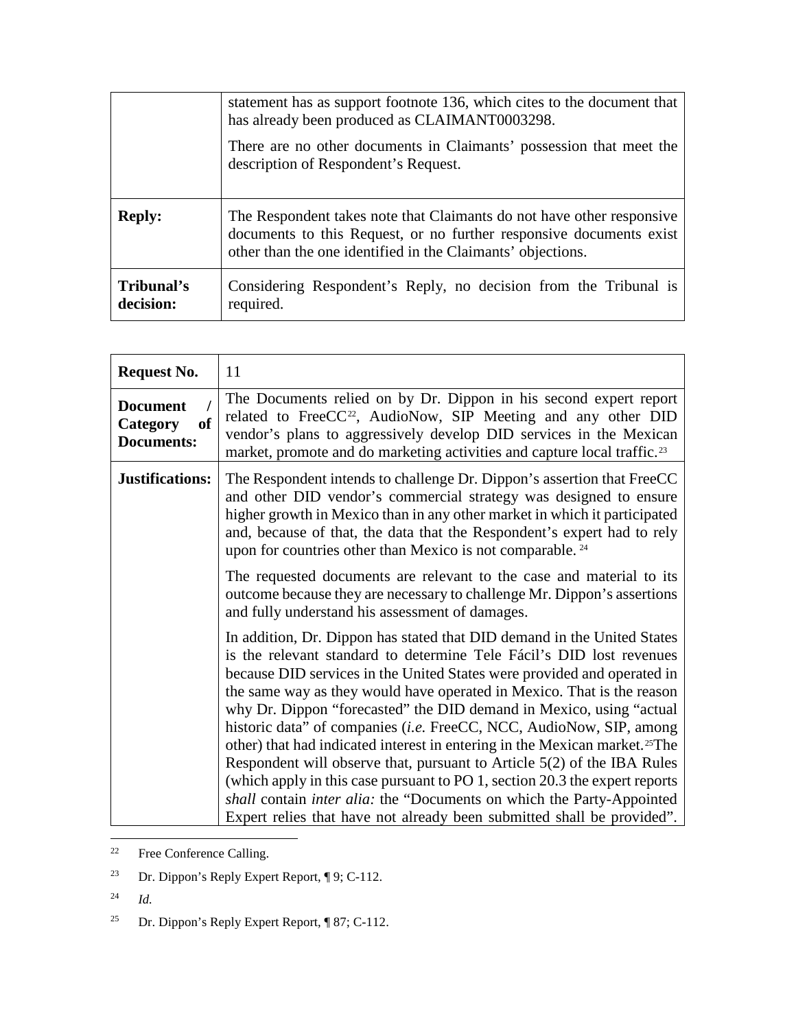| | |
|---|---|
| | statement has as support footnote 136, which cites to the document that has already been produced as CLAIMANT0003298.<br><br>There are no other documents in Claimants' possession that meet the description of Respondent's Request. |
| **Reply:** | The Respondent takes note that Claimants do not have other responsive documents to this Request, or no further responsive documents exist other than the one identified in the Claimants' objections. |
| **Tribunal's decision:** | Considering Respondent's Reply, no decision from the Tribunal is required. |

| | |
|---|---|
| **Request No.** | 11 |
| **Document / Category of Documents:** | The Documents relied on by Dr. Dippon in his second expert report related to FreeCC[22], AudioNow, SIP Meeting and any other DID vendor's plans to aggressively develop DID services in the Mexican market, promote and do marketing activities and capture local traffic.[23] |
| **Justifications:** | The Respondent intends to challenge Dr. Dippon's assertion that FreeCC and other DID vendor's commercial strategy was designed to ensure higher growth in Mexico than in any other market in which it participated and, because of that, the data that the Respondent's expert had to rely upon for countries other than Mexico is not comparable. [24]<br><br>The requested documents are relevant to the case and material to its outcome because they are necessary to challenge Mr. Dippon's assertions and fully understand his assessment of damages.<br><br>In addition, Dr. Dippon has stated that DID demand in the United States is the relevant standard to determine Tele Fácil's DID lost revenues because DID services in the United States were provided and operated in the same way as they would have operated in Mexico. That is the reason why Dr. Dippon "forecasted" the DID demand in Mexico, using "actual historic data" of companies (*i.e.* FreeCC, NCC, AudioNow, SIP, among other) that had indicated interest in entering in the Mexican market.[25]The Respondent will observe that, pursuant to Article 5(2) of the IBA Rules (which apply in this case pursuant to PO 1, section 20.3 the expert reports *shall* contain *inter alia:* the "Documents on which the Party-Appointed Expert relies that have not already been submitted shall be provided". |

[22] Free Conference Calling.

[23] Dr. Dippon's Reply Expert Report, ¶ 9; C-112.

[24] *Id.*

[25] Dr. Dippon's Reply Expert Report, ¶ 87; C-112.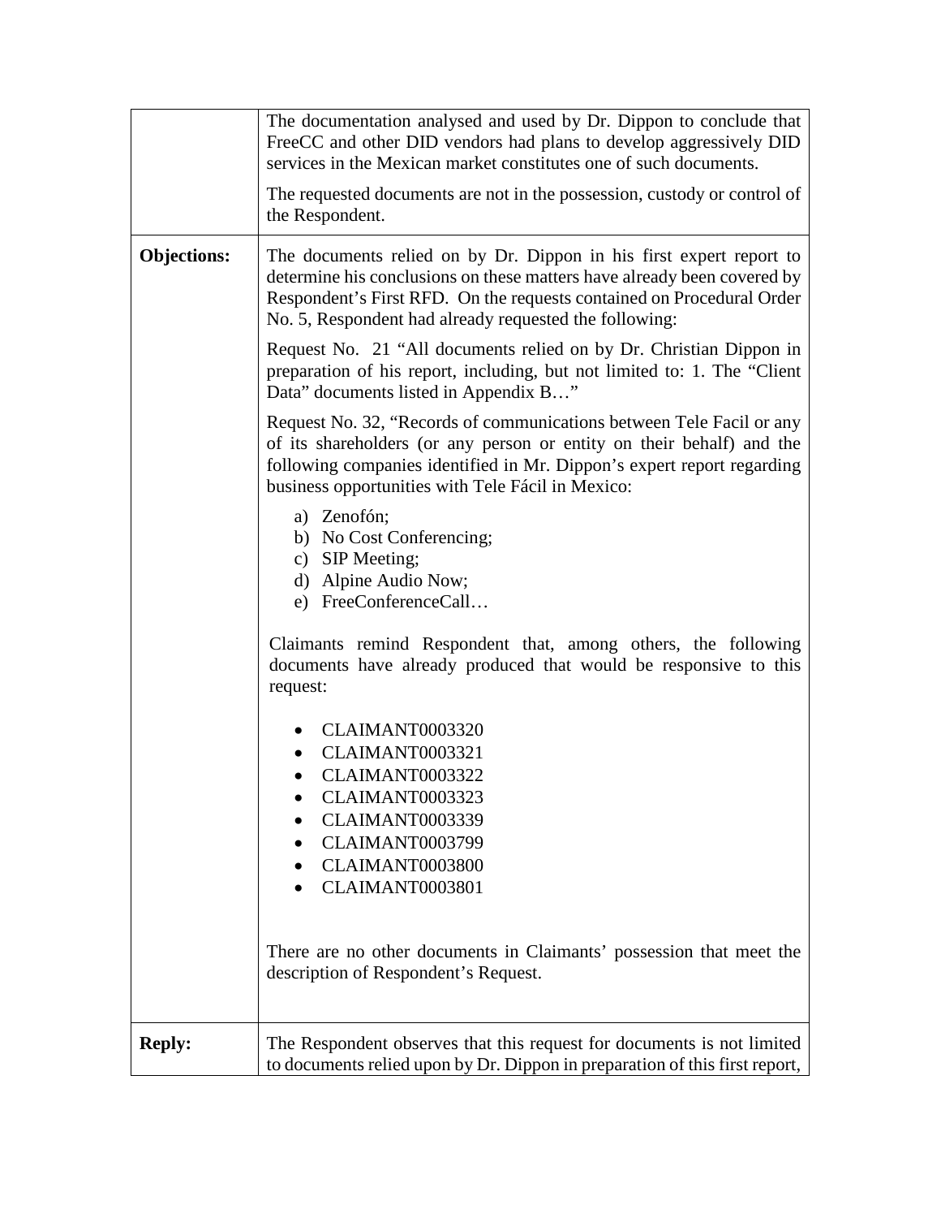| | |
|---|---|
| | The documentation analysed and used by Dr. Dippon to conclude that FreeCC and other DID vendors had plans to develop aggressively DID services in the Mexican market constitutes one of such documents.<br><br>The requested documents are not in the possession, custody or control of the Respondent. |
| **Objections:** | The documents relied on by Dr. Dippon in his first expert report to determine his conclusions on these matters have already been covered by Respondent's First RFD. On the requests contained on Procedural Order No. 5, Respondent had already requested the following:<br><br>Request No. 21 "All documents relied on by Dr. Christian Dippon in preparation of his report, including, but not limited to: 1. The "Client Data" documents listed in Appendix B…"<br><br>Request No. 32, "Records of communications between Tele Facil or any of its shareholders (or any person or entity on their behalf) and the following companies identified in Mr. Dippon's expert report regarding business opportunities with Tele Fácil in Mexico:<br><br>a) Zenofón;<br>b) No Cost Conferencing;<br>c) SIP Meeting;<br>d) Alpine Audio Now;<br>e) FreeConferenceCall…<br><br>Claimants remind Respondent that, among others, the following documents have already produced that would be responsive to this request:<br><br>• CLAIMANT0003320<br>• CLAIMANT0003321<br>• CLAIMANT0003322<br>• CLAIMANT0003323<br>• CLAIMANT0003339<br>• CLAIMANT0003799<br>• CLAIMANT0003800<br>• CLAIMANT0003801<br><br>There are no other documents in Claimants' possession that meet the description of Respondent's Request. |
| **Reply:** | The Respondent observes that this request for documents is not limited to documents relied upon by Dr. Dippon in preparation of this first report, |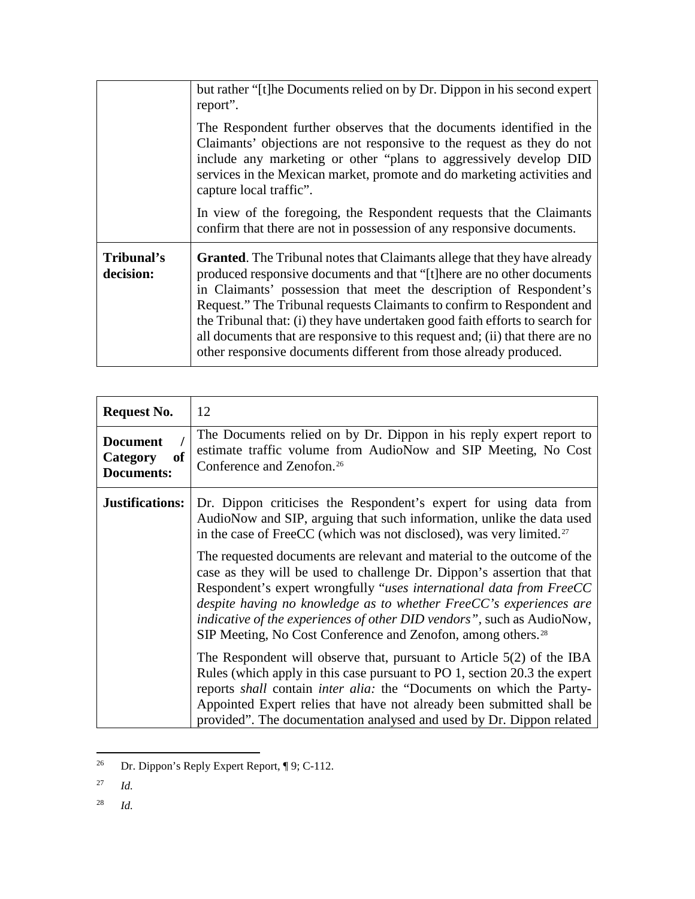| | |
|---|---|
| | but rather "[t]he Documents relied on by Dr. Dippon in his second expert report".<br><br>The Respondent further observes that the documents identified in the Claimants' objections are not responsive to the request as they do not include any marketing or other "plans to aggressively develop DID services in the Mexican market, promote and do marketing activities and capture local traffic".<br><br>In view of the foregoing, the Respondent requests that the Claimants confirm that there are not in possession of any responsive documents. |
| **Tribunal's decision:** | **Granted**. The Tribunal notes that Claimants allege that they have already produced responsive documents and that "[t]here are no other documents in Claimants' possession that meet the description of Respondent's Request." The Tribunal requests Claimants to confirm to Respondent and the Tribunal that: (i) they have undertaken good faith efforts to search for all documents that are responsive to this request and; (ii) that there are no other responsive documents different from those already produced. |

| **Request No.** | 12 |
|---|---|
| **Document / Category of Documents:** | The Documents relied on by Dr. Dippon in his reply expert report to estimate traffic volume from AudioNow and SIP Meeting, No Cost Conference and Zenofon.[26] |
| **Justifications:** | Dr. Dippon criticises the Respondent's expert for using data from AudioNow and SIP, arguing that such information, unlike the data used in the case of FreeCC (which was not disclosed), was very limited.[27]<br><br>The requested documents are relevant and material to the outcome of the case as they will be used to challenge Dr. Dippon's assertion that that Respondent's expert wrongfully "*uses international data from FreeCC despite having no knowledge as to whether FreeCC's experiences are indicative of the experiences of other DID vendors"*, such as AudioNow, SIP Meeting, No Cost Conference and Zenofon, among others.[28]<br><br>The Respondent will observe that, pursuant to Article 5(2) of the IBA Rules (which apply in this case pursuant to PO 1, section 20.3 the expert reports *shall* contain *inter alia:* the "Documents on which the Party-Appointed Expert relies that have not already been submitted shall be provided". The documentation analysed and used by Dr. Dippon related |

[26] Dr. Dippon's Reply Expert Report, ¶ 9; C-112.

[27] *Id.*

[28] *Id.*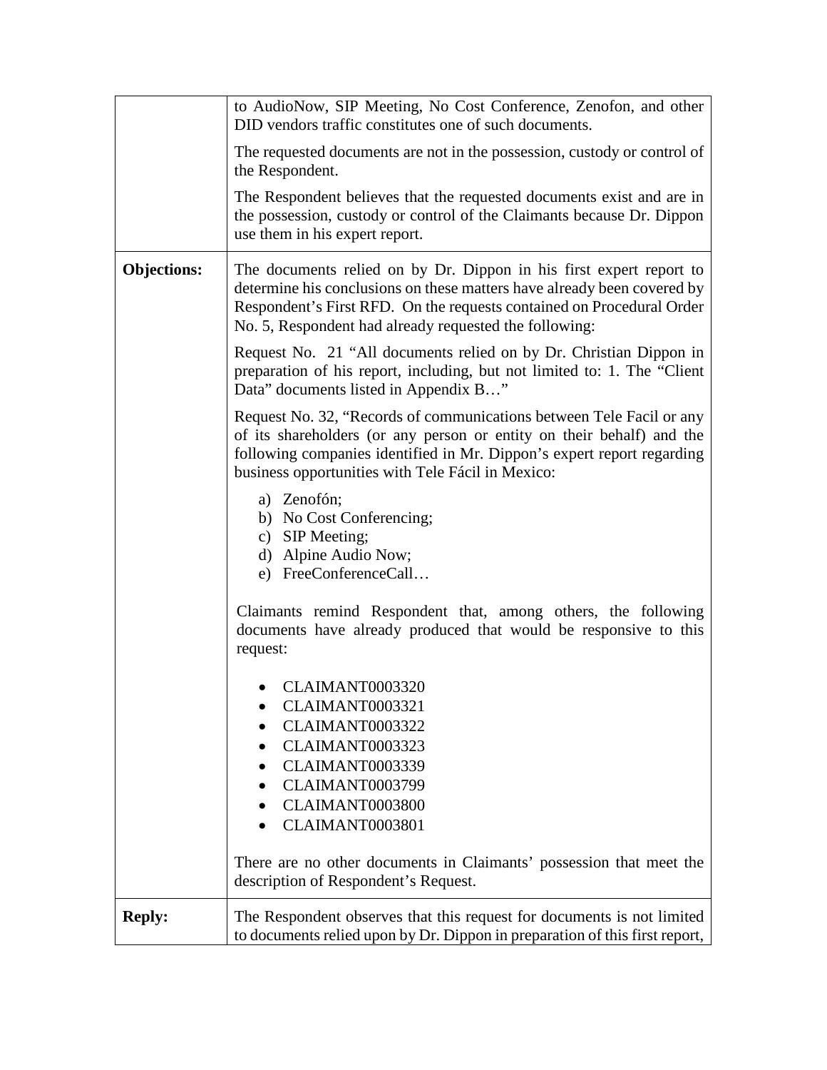| | |
|---|---|
| | to AudioNow, SIP Meeting, No Cost Conference, Zenofon, and other DID vendors traffic constitutes one of such documents.<br><br>The requested documents are not in the possession, custody or control of the Respondent.<br><br>The Respondent believes that the requested documents exist and are in the possession, custody or control of the Claimants because Dr. Dippon use them in his expert report. |
| **Objections:** | The documents relied on by Dr. Dippon in his first expert report to determine his conclusions on these matters have already been covered by Respondent's First RFD. On the requests contained on Procedural Order No. 5, Respondent had already requested the following:<br><br>Request No. 21 "All documents relied on by Dr. Christian Dippon in preparation of his report, including, but not limited to: 1. The "Client Data" documents listed in Appendix B…"<br><br>Request No. 32, "Records of communications between Tele Facil or any of its shareholders (or any person or entity on their behalf) and the following companies identified in Mr. Dippon's expert report regarding business opportunities with Tele Fácil in Mexico:<br><br>a) Zenofón;<br>b) No Cost Conferencing;<br>c) SIP Meeting;<br>d) Alpine Audio Now;<br>e) FreeConferenceCall…<br><br>Claimants remind Respondent that, among others, the following documents have already produced that would be responsive to this request:<br><br>• CLAIMANT0003320<br>• CLAIMANT0003321<br>• CLAIMANT0003322<br>• CLAIMANT0003323<br>• CLAIMANT0003339<br>• CLAIMANT0003799<br>• CLAIMANT0003800<br>• CLAIMANT0003801<br><br>There are no other documents in Claimants' possession that meet the description of Respondent's Request. |
| **Reply:** | The Respondent observes that this request for documents is not limited to documents relied upon by Dr. Dippon in preparation of this first report, |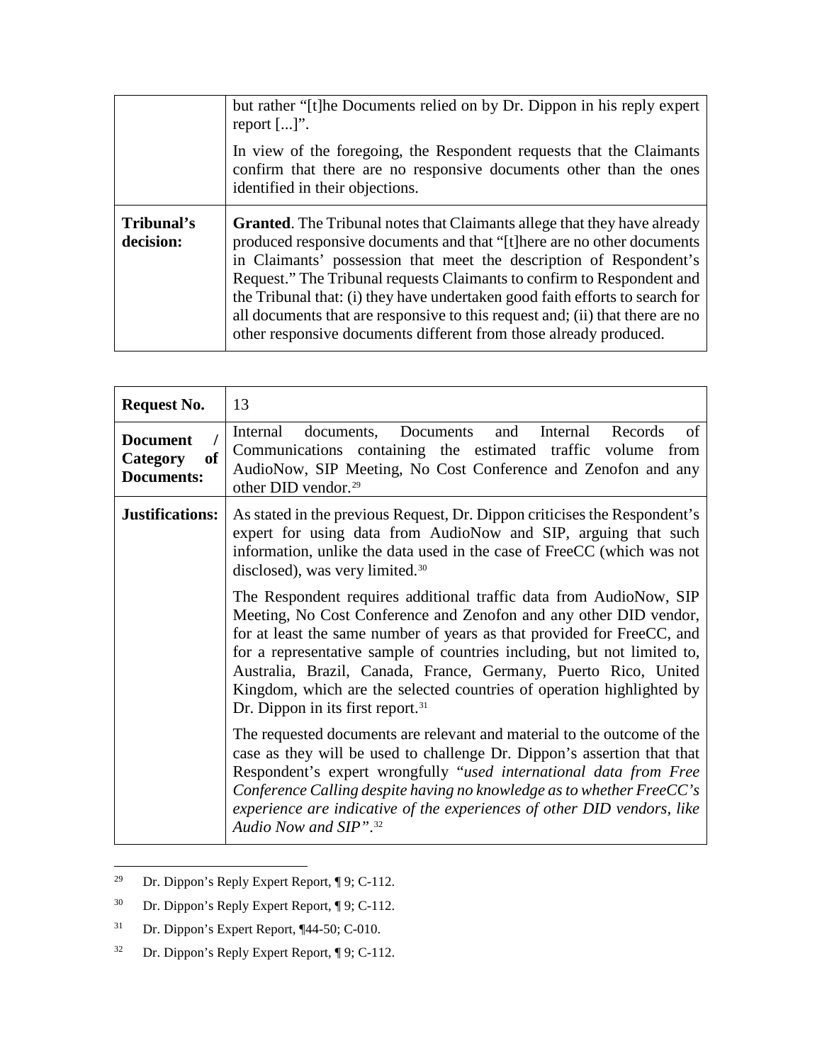| | |
|---|---|
| | but rather "[t]he Documents relied on by Dr. Dippon in his reply expert report [...]".<br><br>In view of the foregoing, the Respondent requests that the Claimants confirm that there are no responsive documents other than the ones identified in their objections. |
| **Tribunal's decision:** | **Granted**. The Tribunal notes that Claimants allege that they have already produced responsive documents and that "[t]here are no other documents in Claimants' possession that meet the description of Respondent's Request." The Tribunal requests Claimants to confirm to Respondent and the Tribunal that: (i) they have undertaken good faith efforts to search for all documents that are responsive to this request and; (ii) that there are no other responsive documents different from those already produced. |

| **Request No.** | 13 |
|---|---|
| **Document / Category of Documents:** | Internal documents, Documents and Internal Records of Communications containing the estimated traffic volume from AudioNow, SIP Meeting, No Cost Conference and Zenofon and any other DID vendor.[29] |
| **Justifications:** | As stated in the previous Request, Dr. Dippon criticises the Respondent's expert for using data from AudioNow and SIP, arguing that such information, unlike the data used in the case of FreeCC (which was not disclosed), was very limited.[30]<br><br>The Respondent requires additional traffic data from AudioNow, SIP Meeting, No Cost Conference and Zenofon and any other DID vendor, for at least the same number of years as that provided for FreeCC, and for a representative sample of countries including, but not limited to, Australia, Brazil, Canada, France, Germany, Puerto Rico, United Kingdom, which are the selected countries of operation highlighted by Dr. Dippon in its first report.[31]<br><br>The requested documents are relevant and material to the outcome of the case as they will be used to challenge Dr. Dippon's assertion that that Respondent's expert wrongfully "*used international data from Free Conference Calling despite having no knowledge as to whether FreeCC's experience are indicative of the experiences of other DID vendors, like Audio Now and SIP*".[32] |

[29] Dr. Dippon's Reply Expert Report, ¶ 9; C-112.

[30] Dr. Dippon's Reply Expert Report, ¶ 9; C-112.

[31] Dr. Dippon's Expert Report, ¶44-50; C-010.

[32] Dr. Dippon's Reply Expert Report, ¶ 9; C-112.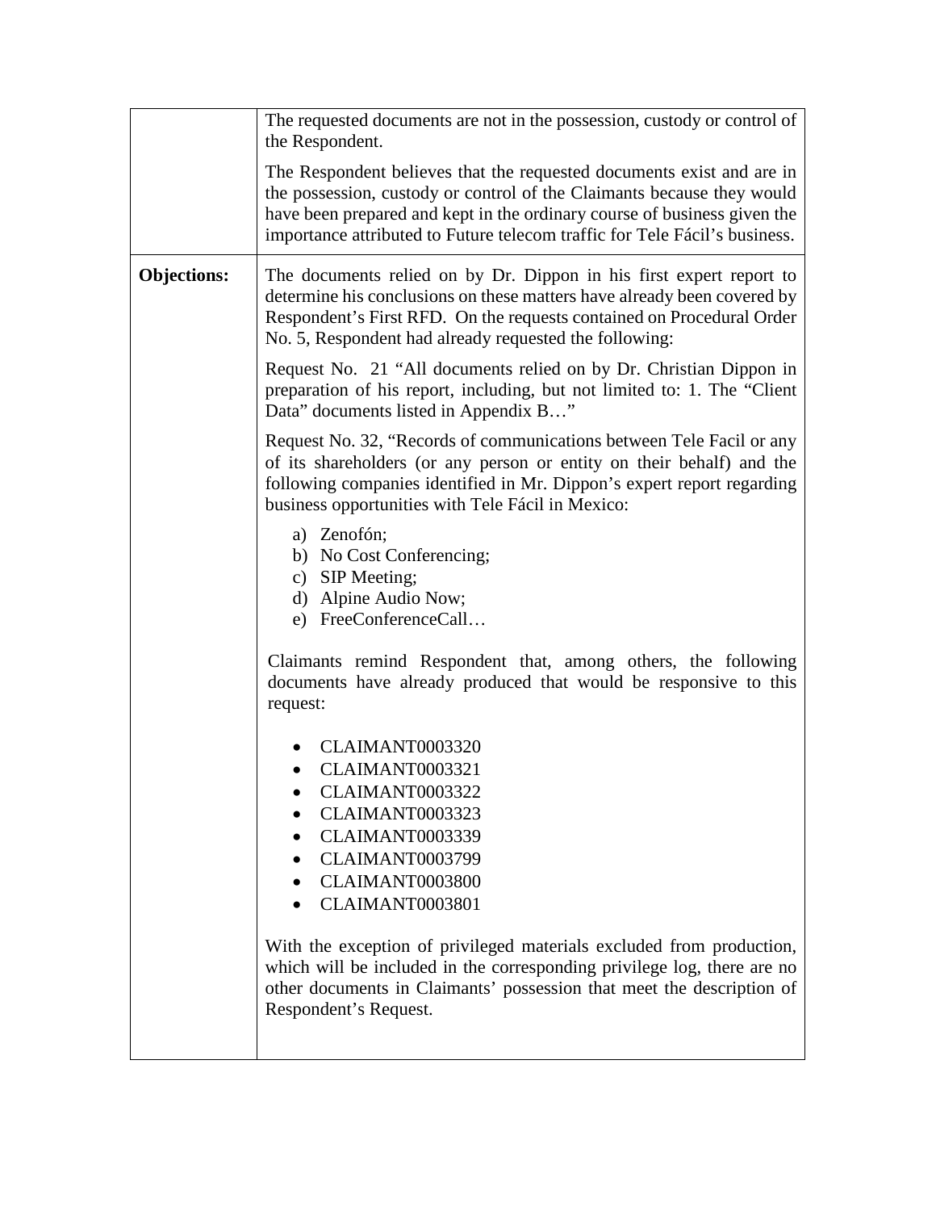| | |
|---|---|
| | The requested documents are not in the possession, custody or control of the Respondent.<br><br>The Respondent believes that the requested documents exist and are in the possession, custody or control of the Claimants because they would have been prepared and kept in the ordinary course of business given the importance attributed to Future telecom traffic for Tele Fácil's business. |
| **Objections:** | The documents relied on by Dr. Dippon in his first expert report to determine his conclusions on these matters have already been covered by Respondent's First RFD. On the requests contained on Procedural Order No. 5, Respondent had already requested the following:<br><br>Request No. 21 "All documents relied on by Dr. Christian Dippon in preparation of his report, including, but not limited to: 1. The "Client Data" documents listed in Appendix B…"<br><br>Request No. 32, "Records of communications between Tele Facil or any of its shareholders (or any person or entity on their behalf) and the following companies identified in Mr. Dippon's expert report regarding business opportunities with Tele Fácil in Mexico:<br><br>a) Zenofón;<br>b) No Cost Conferencing;<br>c) SIP Meeting;<br>d) Alpine Audio Now;<br>e) FreeConferenceCall…<br><br>Claimants remind Respondent that, among others, the following documents have already produced that would be responsive to this request:<br><br>• CLAIMANT0003320<br>• CLAIMANT0003321<br>• CLAIMANT0003322<br>• CLAIMANT0003323<br>• CLAIMANT0003339<br>• CLAIMANT0003799<br>• CLAIMANT0003800<br>• CLAIMANT0003801<br><br>With the exception of privileged materials excluded from production, which will be included in the corresponding privilege log, there are no other documents in Claimants' possession that meet the description of Respondent's Request. |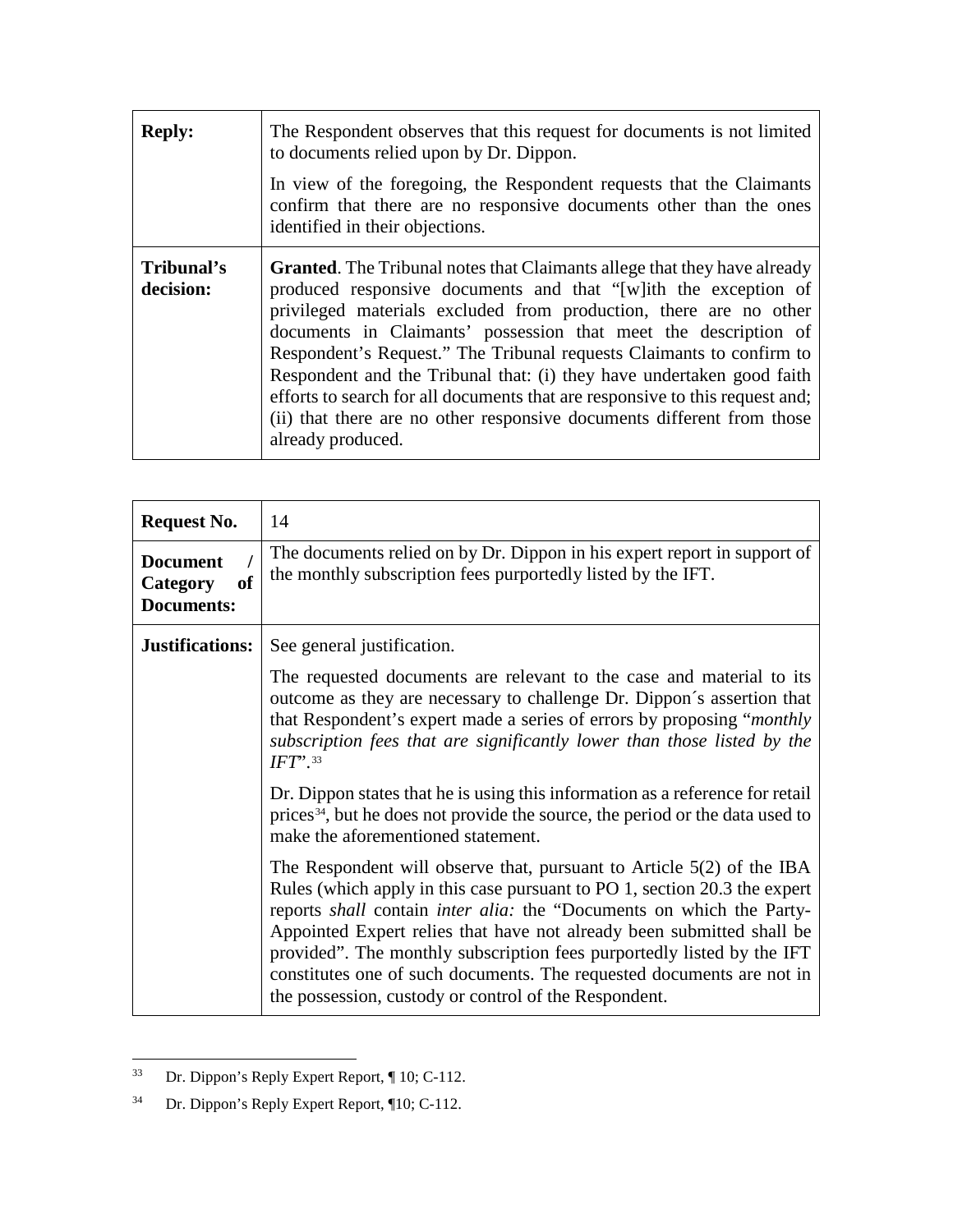| | |
|---|---|
| **Reply:** | The Respondent observes that this request for documents is not limited to documents relied upon by Dr. Dippon.<br><br>In view of the foregoing, the Respondent requests that the Claimants confirm that there are no responsive documents other than the ones identified in their objections. |
| **Tribunal's decision:** | **Granted**. The Tribunal notes that Claimants allege that they have already produced responsive documents and that "[w]ith the exception of privileged materials excluded from production, there are no other documents in Claimants' possession that meet the description of Respondent's Request." The Tribunal requests Claimants to confirm to Respondent and the Tribunal that: (i) they have undertaken good faith efforts to search for all documents that are responsive to this request and; (ii) that there are no other responsive documents different from those already produced. |

| **Request No.** | 14 |
|---|---|
| **Document / Category of Documents:** | The documents relied on by Dr. Dippon in his expert report in support of the monthly subscription fees purportedly listed by the IFT. |
| **Justifications:** | See general justification.<br><br>The requested documents are relevant to the case and material to its outcome as they are necessary to challenge Dr. Dippon´s assertion that that Respondent's expert made a series of errors by proposing "*monthly subscription fees that are significantly lower than those listed by the IFT*".[33]<br><br>Dr. Dippon states that he is using this information as a reference for retail prices[34], but he does not provide the source, the period or the data used to make the aforementioned statement.<br><br>The Respondent will observe that, pursuant to Article 5(2) of the IBA Rules (which apply in this case pursuant to PO 1, section 20.3 the expert reports *shall* contain *inter alia:* the "Documents on which the Party-Appointed Expert relies that have not already been submitted shall be provided". The monthly subscription fees purportedly listed by the IFT constitutes one of such documents. The requested documents are not in the possession, custody or control of the Respondent. |

[33] Dr. Dippon's Reply Expert Report, ¶ 10; C-112.

[34] Dr. Dippon's Reply Expert Report, ¶10; C-112.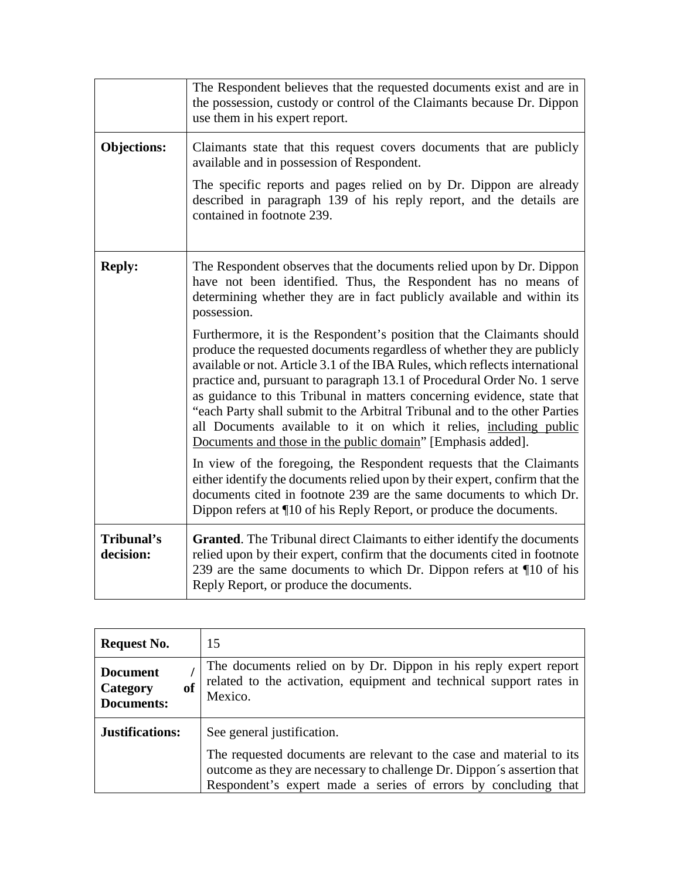| | |
|---|---|
| | The Respondent believes that the requested documents exist and are in the possession, custody or control of the Claimants because Dr. Dippon use them in his expert report. |
| **Objections:** | Claimants state that this request covers documents that are publicly available and in possession of Respondent.<br><br>The specific reports and pages relied on by Dr. Dippon are already described in paragraph 139 of his reply report, and the details are contained in footnote 239. |
| **Reply:** | The Respondent observes that the documents relied upon by Dr. Dippon have not been identified. Thus, the Respondent has no means of determining whether they are in fact publicly available and within its possession.<br><br>Furthermore, it is the Respondent's position that the Claimants should produce the requested documents regardless of whether they are publicly available or not. Article 3.1 of the IBA Rules, which reflects international practice and, pursuant to paragraph 13.1 of Procedural Order No. 1 serve as guidance to this Tribunal in matters concerning evidence, state that "each Party shall submit to the Arbitral Tribunal and to the other Parties all Documents available to it on which it relies, <u>including public Documents and those in the public domain</u>" [Emphasis added].<br><br>In view of the foregoing, the Respondent requests that the Claimants either identify the documents relied upon by their expert, confirm that the documents cited in footnote 239 are the same documents to which Dr. Dippon refers at ¶10 of his Reply Report, or produce the documents. |
| **Tribunal's decision:** | **Granted**. The Tribunal direct Claimants to either identify the documents relied upon by their expert, confirm that the documents cited in footnote 239 are the same documents to which Dr. Dippon refers at ¶10 of his Reply Report, or produce the documents. |

| **Request No.** | 15 |
|---|---|
| **Document / Category of Documents:** | The documents relied on by Dr. Dippon in his reply expert report related to the activation, equipment and technical support rates in Mexico. |
| **Justifications:** | See general justification.<br><br>The requested documents are relevant to the case and material to its outcome as they are necessary to challenge Dr. Dippon´s assertion that Respondent's expert made a series of errors by concluding that |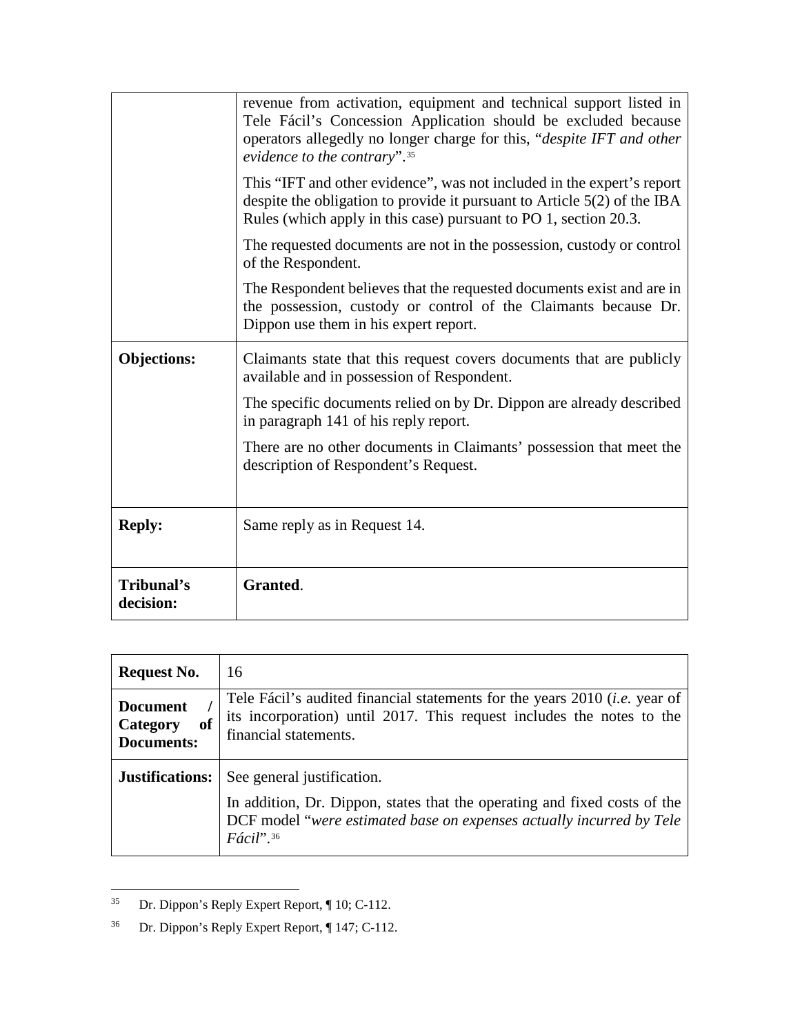| | |
|---|---|
| | revenue from activation, equipment and technical support listed in Tele Fácil's Concession Application should be excluded because operators allegedly no longer charge for this, "*despite IFT and other evidence to the contrary*".[35]<br><br>This "IFT and other evidence", was not included in the expert's report despite the obligation to provide it pursuant to Article 5(2) of the IBA Rules (which apply in this case) pursuant to PO 1, section 20.3.<br><br>The requested documents are not in the possession, custody or control of the Respondent.<br><br>The Respondent believes that the requested documents exist and are in the possession, custody or control of the Claimants because Dr. Dippon use them in his expert report. |
| **Objections:** | Claimants state that this request covers documents that are publicly available and in possession of Respondent.<br><br>The specific documents relied on by Dr. Dippon are already described in paragraph 141 of his reply report.<br><br>There are no other documents in Claimants' possession that meet the description of Respondent's Request. |
| **Reply:** | Same reply as in Request 14. |
| **Tribunal's decision:** | **Granted**. |

| | |
|---|---|
| **Request No.** | 16 |
| **Document / Category of Documents:** | Tele Fácil's audited financial statements for the years 2010 (*i.e.* year of its incorporation) until 2017. This request includes the notes to the financial statements. |
| **Justifications:** | See general justification.<br><br>In addition, Dr. Dippon, states that the operating and fixed costs of the DCF model "*were estimated base on expenses actually incurred by Tele Fácil*".[36] |

[35] Dr. Dippon's Reply Expert Report, ¶ 10; C-112.

[36] Dr. Dippon's Reply Expert Report, ¶ 147; C-112.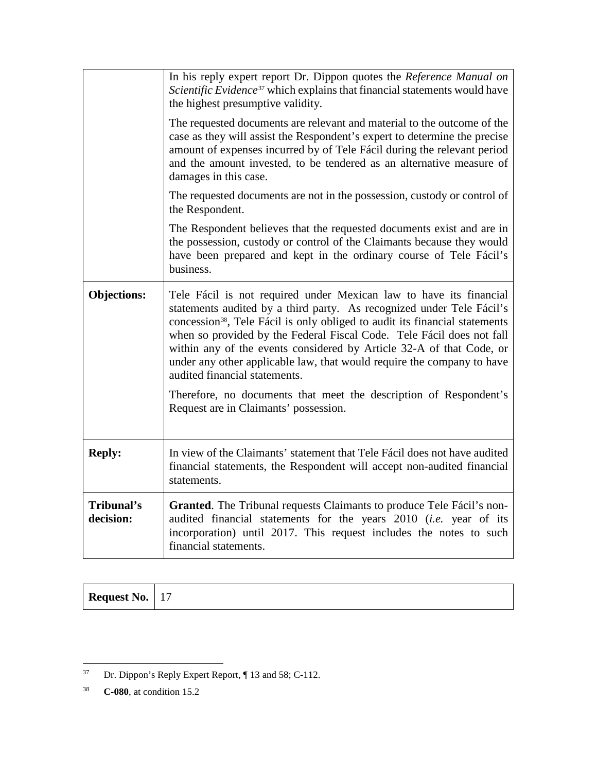| | |
|---|---|
| | In his reply expert report Dr. Dippon quotes the *Reference Manual on Scientific Evidence*[37] which explains that financial statements would have the highest presumptive validity.<br><br>The requested documents are relevant and material to the outcome of the case as they will assist the Respondent's expert to determine the precise amount of expenses incurred by of Tele Fácil during the relevant period and the amount invested, to be tendered as an alternative measure of damages in this case.<br><br>The requested documents are not in the possession, custody or control of the Respondent.<br><br>The Respondent believes that the requested documents exist and are in the possession, custody or control of the Claimants because they would have been prepared and kept in the ordinary course of Tele Fácil's business. |
| **Objections:** | Tele Fácil is not required under Mexican law to have its financial statements audited by a third party. As recognized under Tele Fácil's concession[38], Tele Fácil is only obliged to audit its financial statements when so provided by the Federal Fiscal Code. Tele Fácil does not fall within any of the events considered by Article 32-A of that Code, or under any other applicable law, that would require the company to have audited financial statements.<br><br>Therefore, no documents that meet the description of Respondent's Request are in Claimants' possession. |
| **Reply:** | In view of the Claimants' statement that Tele Fácil does not have audited financial statements, the Respondent will accept non-audited financial statements. |
| **Tribunal's decision:** | **Granted**. The Tribunal requests Claimants to produce Tele Fácil's non-audited financial statements for the years 2010 (*i.e.* year of its incorporation) until 2017. This request includes the notes to such financial statements. |

| **Request No.** | 17 |
|---|---|

[37] Dr. Dippon's Reply Expert Report, ¶ 13 and 58; C-112.

[38] **C-080**, at condition 15.2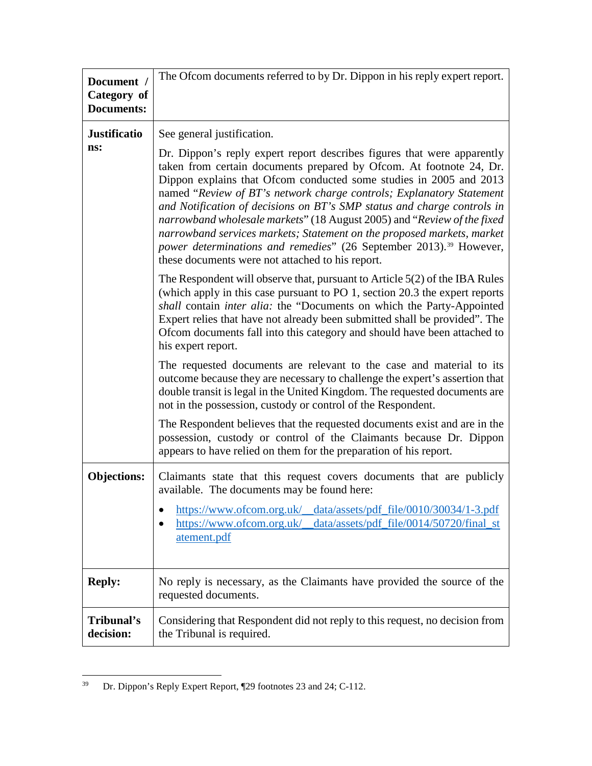| | |
|---|---|
| **Document / Category of Documents:** | The Ofcom documents referred to by Dr. Dippon in his reply expert report. |
| **Justifications:** | See general justification.<br><br>Dr. Dippon's reply expert report describes figures that were apparently taken from certain documents prepared by Ofcom. At footnote 24, Dr. Dippon explains that Ofcom conducted some studies in 2005 and 2013 named "*Review of BT's network charge controls; Explanatory Statement and Notification of decisions on BT's SMP status and charge controls in narrowband wholesale markets*" (18 August 2005) and "*Review of the fixed narrowband services markets; Statement on the proposed markets, market power determinations and remedies*" (26 September 2013).[39] However, these documents were not attached to his report.<br><br>The Respondent will observe that, pursuant to Article 5(2) of the IBA Rules (which apply in this case pursuant to PO 1, section 20.3 the expert reports *shall* contain *inter alia:* the "Documents on which the Party-Appointed Expert relies that have not already been submitted shall be provided". The Ofcom documents fall into this category and should have been attached to his expert report.<br><br>The requested documents are relevant to the case and material to its outcome because they are necessary to challenge the expert's assertion that double transit is legal in the United Kingdom. The requested documents are not in the possession, custody or control of the Respondent.<br><br>The Respondent believes that the requested documents exist and are in the possession, custody or control of the Claimants because Dr. Dippon appears to have relied on them for the preparation of his report. |
| **Objections:** | Claimants state that this request covers documents that are publicly available. The documents may be found here:<br><br>• https://www.ofcom.org.uk/__data/assets/pdf_file/0010/30034/1-3.pdf<br>• https://www.ofcom.org.uk/__data/assets/pdf_file/0014/50720/final_statement.pdf |
| **Reply:** | No reply is necessary, as the Claimants have provided the source of the requested documents. |
| **Tribunal's decision:** | Considering that Respondent did not reply to this request, no decision from the Tribunal is required. |

[39] Dr. Dippon's Reply Expert Report, ¶29 footnotes 23 and 24; C-112.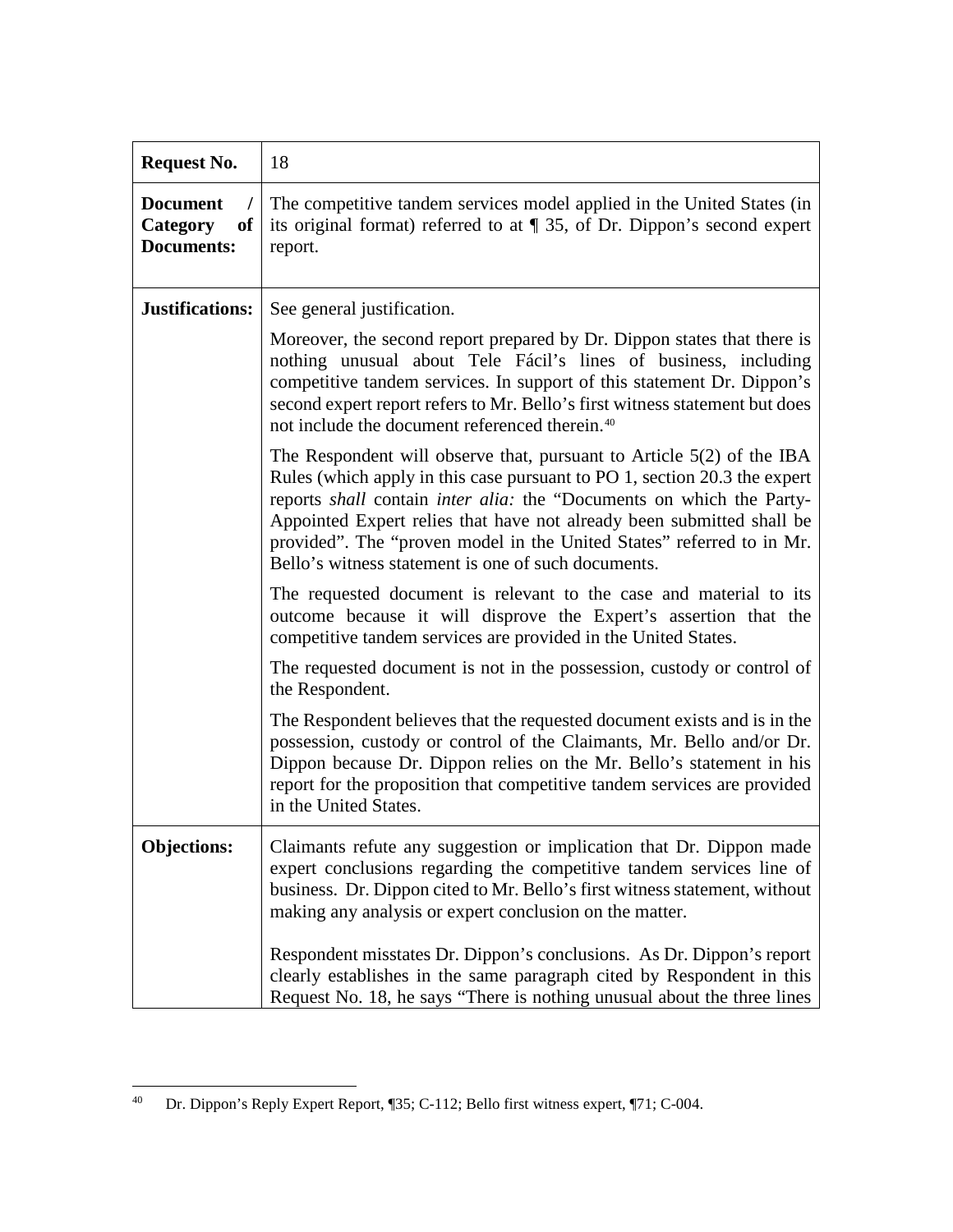| Request No. | 18 |
|---|---|
| **Document / Category of Documents:** | The competitive tandem services model applied in the United States (in its original format) referred to at ¶ 35, of Dr. Dippon's second expert report. |
| **Justifications:** | See general justification.<br><br>Moreover, the second report prepared by Dr. Dippon states that there is nothing unusual about Tele Fácil's lines of business, including competitive tandem services. In support of this statement Dr. Dippon's second expert report refers to Mr. Bello's first witness statement but does not include the document referenced therein.[40]<br><br>The Respondent will observe that, pursuant to Article 5(2) of the IBA Rules (which apply in this case pursuant to PO 1, section 20.3 the expert reports *shall* contain *inter alia:* the "Documents on which the Party-Appointed Expert relies that have not already been submitted shall be provided". The "proven model in the United States" referred to in Mr. Bello's witness statement is one of such documents.<br><br>The requested document is relevant to the case and material to its outcome because it will disprove the Expert's assertion that the competitive tandem services are provided in the United States.<br><br>The requested document is not in the possession, custody or control of the Respondent.<br><br>The Respondent believes that the requested document exists and is in the possession, custody or control of the Claimants, Mr. Bello and/or Dr. Dippon because Dr. Dippon relies on the Mr. Bello's statement in his report for the proposition that competitive tandem services are provided in the United States. |
| **Objections:** | Claimants refute any suggestion or implication that Dr. Dippon made expert conclusions regarding the competitive tandem services line of business. Dr. Dippon cited to Mr. Bello's first witness statement, without making any analysis or expert conclusion on the matter.<br><br>Respondent misstates Dr. Dippon's conclusions. As Dr. Dippon's report clearly establishes in the same paragraph cited by Respondent in this Request No. 18, he says "There is nothing unusual about the three lines |

[40] Dr. Dippon's Reply Expert Report, ¶35; C-112; Bello first witness expert, ¶71; C-004.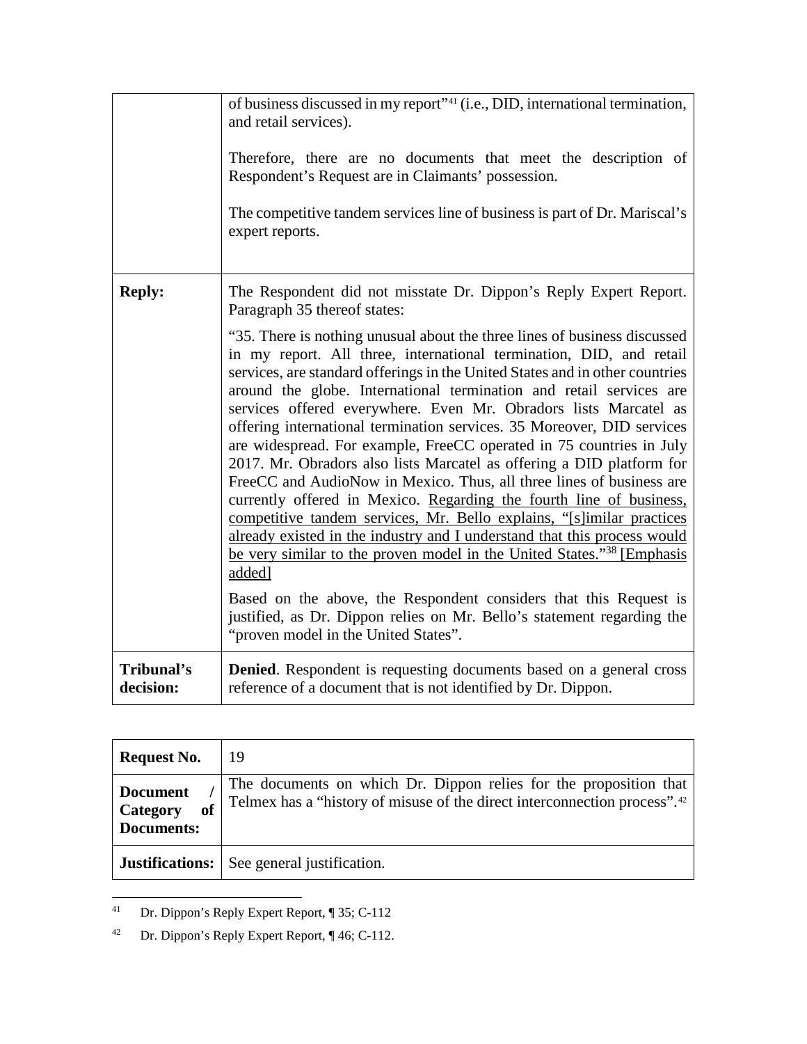| | |
|---|---|
| | of business discussed in my report"[41] (i.e., DID, international termination, and retail services).<br><br>Therefore, there are no documents that meet the description of Respondent's Request are in Claimants' possession.<br><br>The competitive tandem services line of business is part of Dr. Mariscal's expert reports. |
| **Reply:** | The Respondent did not misstate Dr. Dippon's Reply Expert Report. Paragraph 35 thereof states:<br><br>"35. There is nothing unusual about the three lines of business discussed in my report. All three, international termination, DID, and retail services, are standard offerings in the United States and in other countries around the globe. International termination and retail services are services offered everywhere. Even Mr. Obradors lists Marcatel as offering international termination services. 35 Moreover, DID services are widespread. For example, FreeCC operated in 75 countries in July 2017. Mr. Obradors also lists Marcatel as offering a DID platform for FreeCC and AudioNow in Mexico. Thus, all three lines of business are currently offered in Mexico. <u>Regarding the fourth line of business, competitive tandem services, Mr. Bello explains, "[s]imilar practices already existed in the industry and I understand that this process would be very similar to the proven model in the United States."[38] [Emphasis added]</u><br><br>Based on the above, the Respondent considers that this Request is justified, as Dr. Dippon relies on Mr. Bello's statement regarding the "proven model in the United States". |
| **Tribunal's decision:** | **Denied**. Respondent is requesting documents based on a general cross reference of a document that is not identified by Dr. Dippon. |

| | |
|---|---|
| **Request No.** | 19 |
| **Document / Category of Documents:** | The documents on which Dr. Dippon relies for the proposition that Telmex has a "history of misuse of the direct interconnection process".[42] |
| **Justifications:** | See general justification. |

[41] Dr. Dippon's Reply Expert Report, ¶ 35; C-112

[42] Dr. Dippon's Reply Expert Report, ¶ 46; C-112.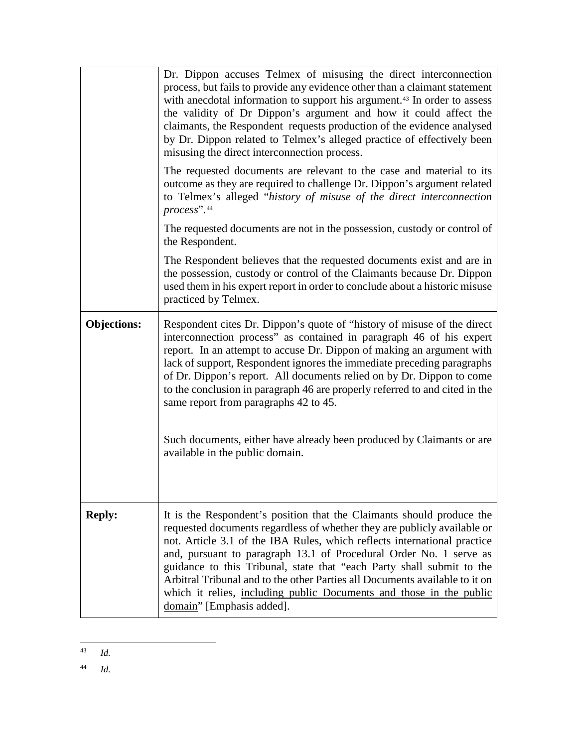| | |
|---|---|
| | Dr. Dippon accuses Telmex of misusing the direct interconnection process, but fails to provide any evidence other than a claimant statement with anecdotal information to support his argument.[43] In order to assess the validity of Dr Dippon's argument and how it could affect the claimants, the Respondent requests production of the evidence analysed by Dr. Dippon related to Telmex's alleged practice of effectively been misusing the direct interconnection process.<br><br>The requested documents are relevant to the case and material to its outcome as they are required to challenge Dr. Dippon's argument related to Telmex's alleged "*history of misuse of the direct interconnection process*".[44]<br><br>The requested documents are not in the possession, custody or control of the Respondent.<br><br>The Respondent believes that the requested documents exist and are in the possession, custody or control of the Claimants because Dr. Dippon used them in his expert report in order to conclude about a historic misuse practiced by Telmex. |
| **Objections:** | Respondent cites Dr. Dippon's quote of "history of misuse of the direct interconnection process" as contained in paragraph 46 of his expert report. In an attempt to accuse Dr. Dippon of making an argument with lack of support, Respondent ignores the immediate preceding paragraphs of Dr. Dippon's report. All documents relied on by Dr. Dippon to come to the conclusion in paragraph 46 are properly referred to and cited in the same report from paragraphs 42 to 45.<br><br>Such documents, either have already been produced by Claimants or are available in the public domain. |
| **Reply:** | It is the Respondent's position that the Claimants should produce the requested documents regardless of whether they are publicly available or not. Article 3.1 of the IBA Rules, which reflects international practice and, pursuant to paragraph 13.1 of Procedural Order No. 1 serve as guidance to this Tribunal, state that "each Party shall submit to the Arbitral Tribunal and to the other Parties all Documents available to it on which it relies, <u>including public Documents and those in the public domain</u>" [Emphasis added]. |

---

[43] *Id.*

[44] *Id.*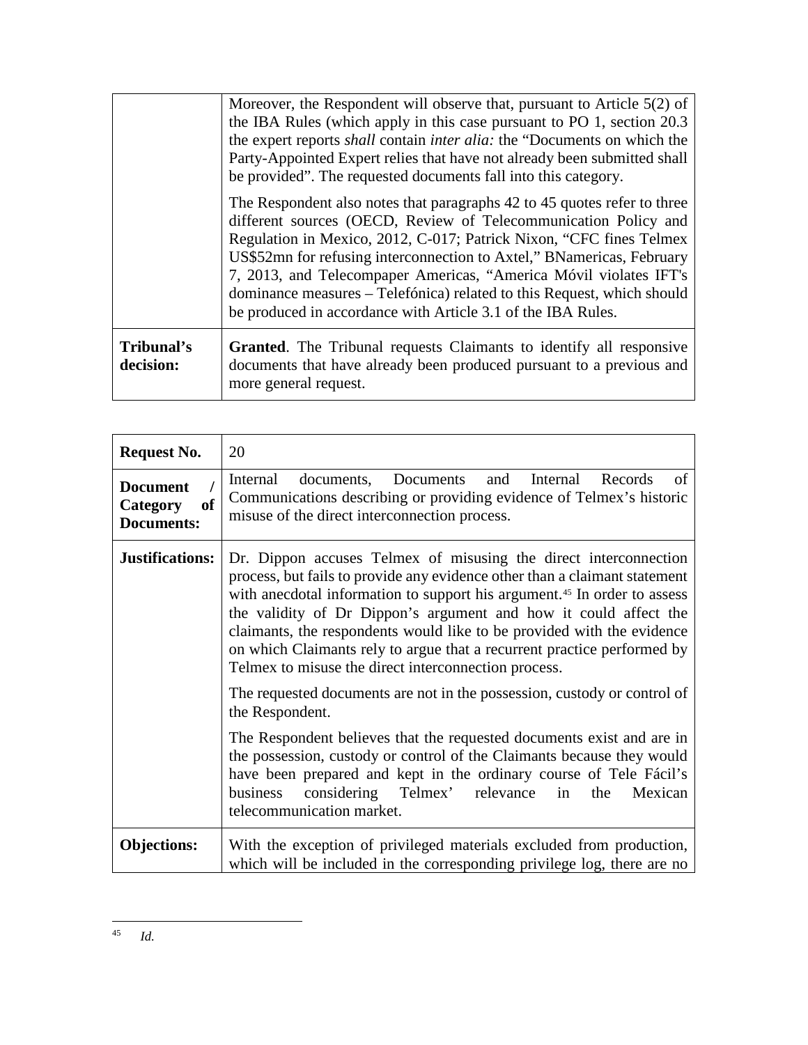| | |
|---|---|
| | Moreover, the Respondent will observe that, pursuant to Article 5(2) of the IBA Rules (which apply in this case pursuant to PO 1, section 20.3 the expert reports *shall* contain *inter alia:* the "Documents on which the Party-Appointed Expert relies that have not already been submitted shall be provided". The requested documents fall into this category.<br><br>The Respondent also notes that paragraphs 42 to 45 quotes refer to three different sources (OECD, Review of Telecommunication Policy and Regulation in Mexico, 2012, C-017; Patrick Nixon, "CFC fines Telmex US$52mn for refusing interconnection to Axtel," BNamericas, February 7, 2013, and Telecompaper Americas, "America Móvil violates IFT's dominance measures – Telefónica) related to this Request, which should be produced in accordance with Article 3.1 of the IBA Rules. |
| **Tribunal's decision:** | **Granted**. The Tribunal requests Claimants to identify all responsive documents that have already been produced pursuant to a previous and more general request. |

| | |
|---|---|
| **Request No.** | 20 |
| **Document / Category of Documents:** | Internal documents, Documents and Internal Records of Communications describing or providing evidence of Telmex's historic misuse of the direct interconnection process. |
| **Justifications:** | Dr. Dippon accuses Telmex of misusing the direct interconnection process, but fails to provide any evidence other than a claimant statement with anecdotal information to support his argument.[45] In order to assess the validity of Dr Dippon's argument and how it could affect the claimants, the respondents would like to be provided with the evidence on which Claimants rely to argue that a recurrent practice performed by Telmex to misuse the direct interconnection process.<br><br>The requested documents are not in the possession, custody or control of the Respondent.<br><br>The Respondent believes that the requested documents exist and are in the possession, custody or control of the Claimants because they would have been prepared and kept in the ordinary course of Tele Fácil's business considering Telmex' relevance in the Mexican telecommunication market. |
| **Objections:** | With the exception of privileged materials excluded from production, which will be included in the corresponding privilege log, there are no |

[45] *Id.*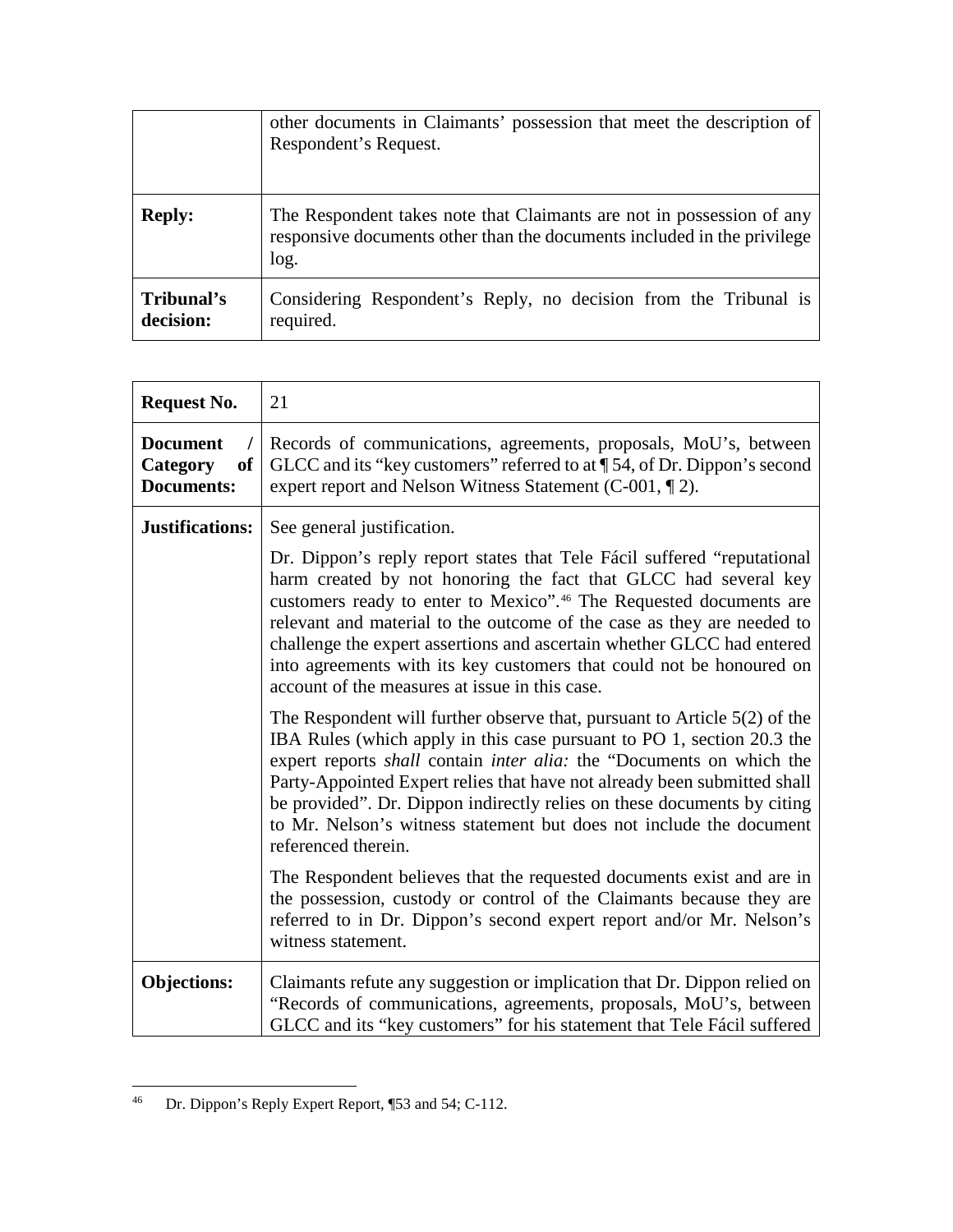| | |
|---|---|
| | other documents in Claimants' possession that meet the description of Respondent's Request. |
| **Reply:** | The Respondent takes note that Claimants are not in possession of any responsive documents other than the documents included in the privilege log. |
| **Tribunal's decision:** | Considering Respondent's Reply, no decision from the Tribunal is required. |

| | |
|---|---|
| **Request No.** | 21 |
| **Document / Category of Documents:** | Records of communications, agreements, proposals, MoU's, between GLCC and its "key customers" referred to at ¶ 54, of Dr. Dippon's second expert report and Nelson Witness Statement (C-001, ¶ 2). |
| **Justifications:** | See general justification.<br><br>Dr. Dippon's reply report states that Tele Fácil suffered "reputational harm created by not honoring the fact that GLCC had several key customers ready to enter to Mexico".[46] The Requested documents are relevant and material to the outcome of the case as they are needed to challenge the expert assertions and ascertain whether GLCC had entered into agreements with its key customers that could not be honoured on account of the measures at issue in this case.<br><br>The Respondent will further observe that, pursuant to Article 5(2) of the IBA Rules (which apply in this case pursuant to PO 1, section 20.3 the expert reports *shall* contain *inter alia:* the "Documents on which the Party-Appointed Expert relies that have not already been submitted shall be provided". Dr. Dippon indirectly relies on these documents by citing to Mr. Nelson's witness statement but does not include the document referenced therein.<br><br>The Respondent believes that the requested documents exist and are in the possession, custody or control of the Claimants because they are referred to in Dr. Dippon's second expert report and/or Mr. Nelson's witness statement. |
| **Objections:** | Claimants refute any suggestion or implication that Dr. Dippon relied on "Records of communications, agreements, proposals, MoU's, between GLCC and its "key customers" for his statement that Tele Fácil suffered |

[46] Dr. Dippon's Reply Expert Report, ¶53 and 54; C-112.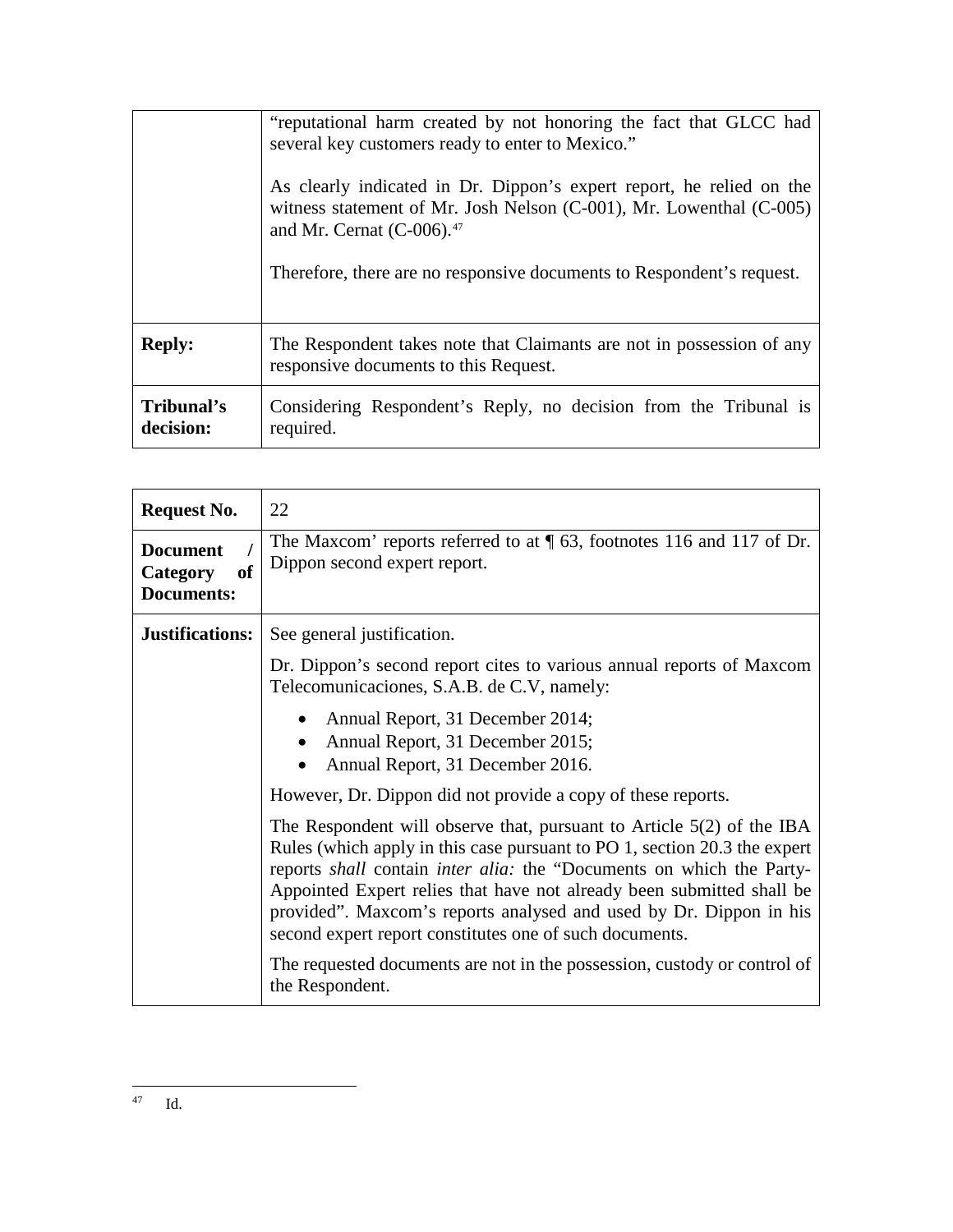| | |
|---|---|
| | "reputational harm created by not honoring the fact that GLCC had several key customers ready to enter to Mexico."<br><br>As clearly indicated in Dr. Dippon's expert report, he relied on the witness statement of Mr. Josh Nelson (C-001), Mr. Lowenthal (C-005) and Mr. Cernat (C-006).[47]<br><br>Therefore, there are no responsive documents to Respondent's request. |
| **Reply:** | The Respondent takes note that Claimants are not in possession of any responsive documents to this Request. |
| **Tribunal's decision:** | Considering Respondent's Reply, no decision from the Tribunal is required. |

| | |
|---|---|
| **Request No.** | 22 |
| **Document / Category of Documents:** | The Maxcom' reports referred to at ¶ 63, footnotes 116 and 117 of Dr. Dippon second expert report. |
| **Justifications:** | See general justification.<br><br>Dr. Dippon's second report cites to various annual reports of Maxcom Telecomunicaciones, S.A.B. de C.V, namely:<br><br>• Annual Report, 31 December 2014;<br>• Annual Report, 31 December 2015;<br>• Annual Report, 31 December 2016.<br><br>However, Dr. Dippon did not provide a copy of these reports.<br><br>The Respondent will observe that, pursuant to Article 5(2) of the IBA Rules (which apply in this case pursuant to PO 1, section 20.3 the expert reports *shall* contain *inter alia:* the "Documents on which the Party-Appointed Expert relies that have not already been submitted shall be provided". Maxcom's reports analysed and used by Dr. Dippon in his second expert report constitutes one of such documents.<br><br>The requested documents are not in the possession, custody or control of the Respondent. |

[47] Id.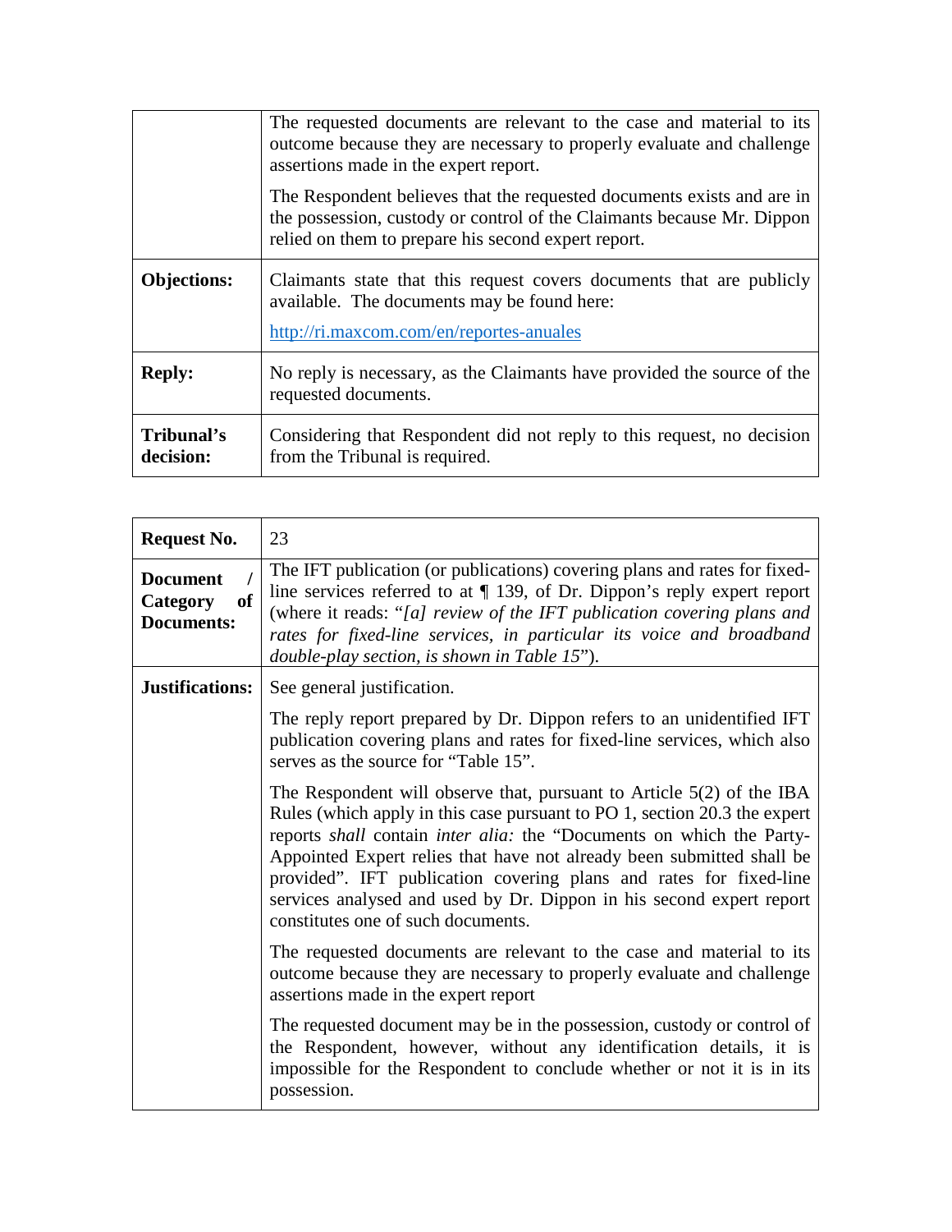| | |
|---|---|
| | The requested documents are relevant to the case and material to its outcome because they are necessary to properly evaluate and challenge assertions made in the expert report.<br><br>The Respondent believes that the requested documents exists and are in the possession, custody or control of the Claimants because Mr. Dippon relied on them to prepare his second expert report. |
| **Objections:** | Claimants state that this request covers documents that are publicly available. The documents may be found here:<br><br>http://ri.maxcom.com/en/reportes-anuales |
| **Reply:** | No reply is necessary, as the Claimants have provided the source of the requested documents. |
| **Tribunal's decision:** | Considering that Respondent did not reply to this request, no decision from the Tribunal is required. |

| **Request No.** | 23 |
|---|---|
| **Document / Category of Documents:** | The IFT publication (or publications) covering plans and rates for fixed-line services referred to at ¶ 139, of Dr. Dippon's reply expert report (where it reads: "*[a] review of the IFT publication covering plans and rates for fixed-line services, in particular its voice and broadband double-play section, is shown in Table 15*"). |
| **Justifications:** | See general justification.<br><br>The reply report prepared by Dr. Dippon refers to an unidentified IFT publication covering plans and rates for fixed-line services, which also serves as the source for "Table 15".<br><br>The Respondent will observe that, pursuant to Article 5(2) of the IBA Rules (which apply in this case pursuant to PO 1, section 20.3 the expert reports *shall* contain *inter alia:* the "Documents on which the Party-Appointed Expert relies that have not already been submitted shall be provided". IFT publication covering plans and rates for fixed-line services analysed and used by Dr. Dippon in his second expert report constitutes one of such documents.<br><br>The requested documents are relevant to the case and material to its outcome because they are necessary to properly evaluate and challenge assertions made in the expert report<br><br>The requested document may be in the possession, custody or control of the Respondent, however, without any identification details, it is impossible for the Respondent to conclude whether or not it is in its possession. |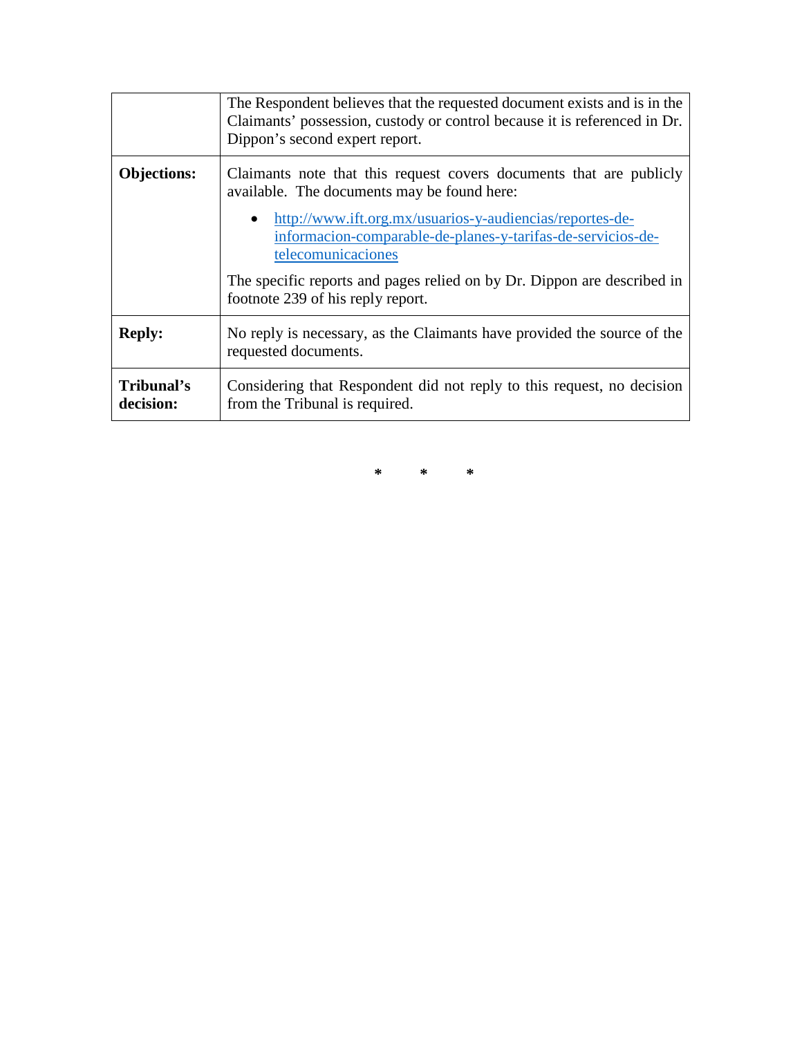| | |
|---|---|
| | The Respondent believes that the requested document exists and is in the Claimants' possession, custody or control because it is referenced in Dr. Dippon's second expert report. |
| **Objections:** | Claimants note that this request covers documents that are publicly available. The documents may be found here: <br>• [http://www.ift.org.mx/usuarios-y-audiencias/reportes-de-informacion-comparable-de-planes-y-tarifas-de-servicios-de-telecomunicaciones](http://www.ift.org.mx/usuarios-y-audiencias/reportes-de-informacion-comparable-de-planes-y-tarifas-de-servicios-de-telecomunicaciones) <br>The specific reports and pages relied on by Dr. Dippon are described in footnote 239 of his reply report. |
| **Reply:** | No reply is necessary, as the Claimants have provided the source of the requested documents. |
| **Tribunal's decision:** | Considering that Respondent did not reply to this request, no decision from the Tribunal is required. |

\* \* \*